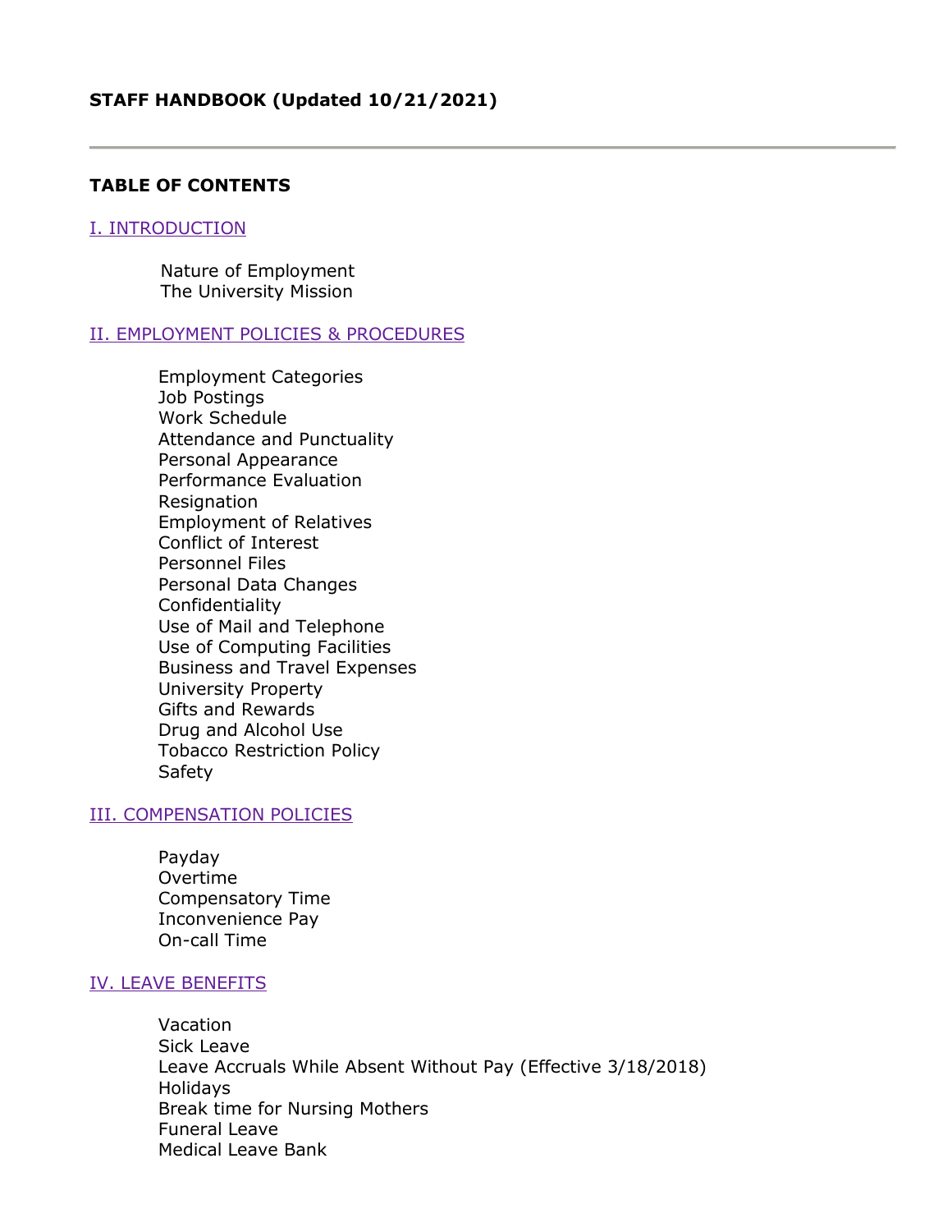# STAFF HANDBOOK (Updated 10/21/2021)

---

## TABLE OF CONTENTS

### I. INTRODUCTION

- Nature of Employment
- The University Mission

### II. EMPLOYMENT POLICIES & PROCEDURES

- Employment Categories
- Job Postings
- Work Schedule
- Attendance and Punctuality
- Personal Appearance
- Performance Evaluation
- Resignation
- Employment of Relatives
- Conflict of Interest
- Personnel Files
- Personal Data Changes
- Confidentiality
- Use of Mail and Telephone
- Use of Computing Facilities
- Business and Travel Expenses
- University Property
- Gifts and Rewards
- Drug and Alcohol Use
- Tobacco Restriction Policy
- Safety

### III. COMPENSATION POLICIES

- Payday
- Overtime
- Compensatory Time
- Inconvenience Pay
- On-call Time

### IV. LEAVE BENEFITS

- Vacation
- Sick Leave
- Leave Accruals While Absent Without Pay (Effective 3/18/2018)
- Holidays
- Break time for Nursing Mothers
- Funeral Leave
- Medical Leave Bank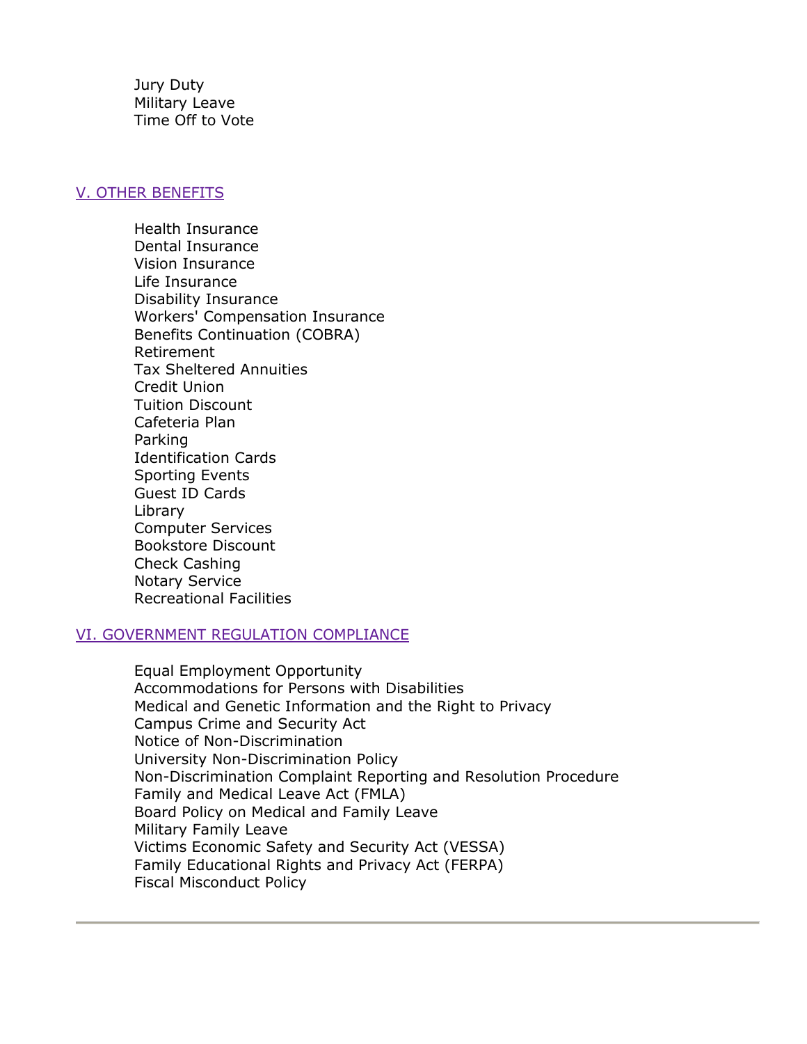Jury Duty
Military Leave
Time Off to Vote

## V. OTHER BENEFITS

Health Insurance
Dental Insurance
Vision Insurance
Life Insurance
Disability Insurance
Workers' Compensation Insurance
Benefits Continuation (COBRA)
Retirement
Tax Sheltered Annuities
Credit Union
Tuition Discount
Cafeteria Plan
Parking
Identification Cards
Sporting Events
Guest ID Cards
Library
Computer Services
Bookstore Discount
Check Cashing
Notary Service
Recreational Facilities

## VI. GOVERNMENT REGULATION COMPLIANCE

Equal Employment Opportunity
Accommodations for Persons with Disabilities
Medical and Genetic Information and the Right to Privacy
Campus Crime and Security Act
Notice of Non-Discrimination
University Non-Discrimination Policy
Non-Discrimination Complaint Reporting and Resolution Procedure
Family and Medical Leave Act (FMLA)
Board Policy on Medical and Family Leave
Military Family Leave
Victims Economic Safety and Security Act (VESSA)
Family Educational Rights and Privacy Act (FERPA)
Fiscal Misconduct Policy

---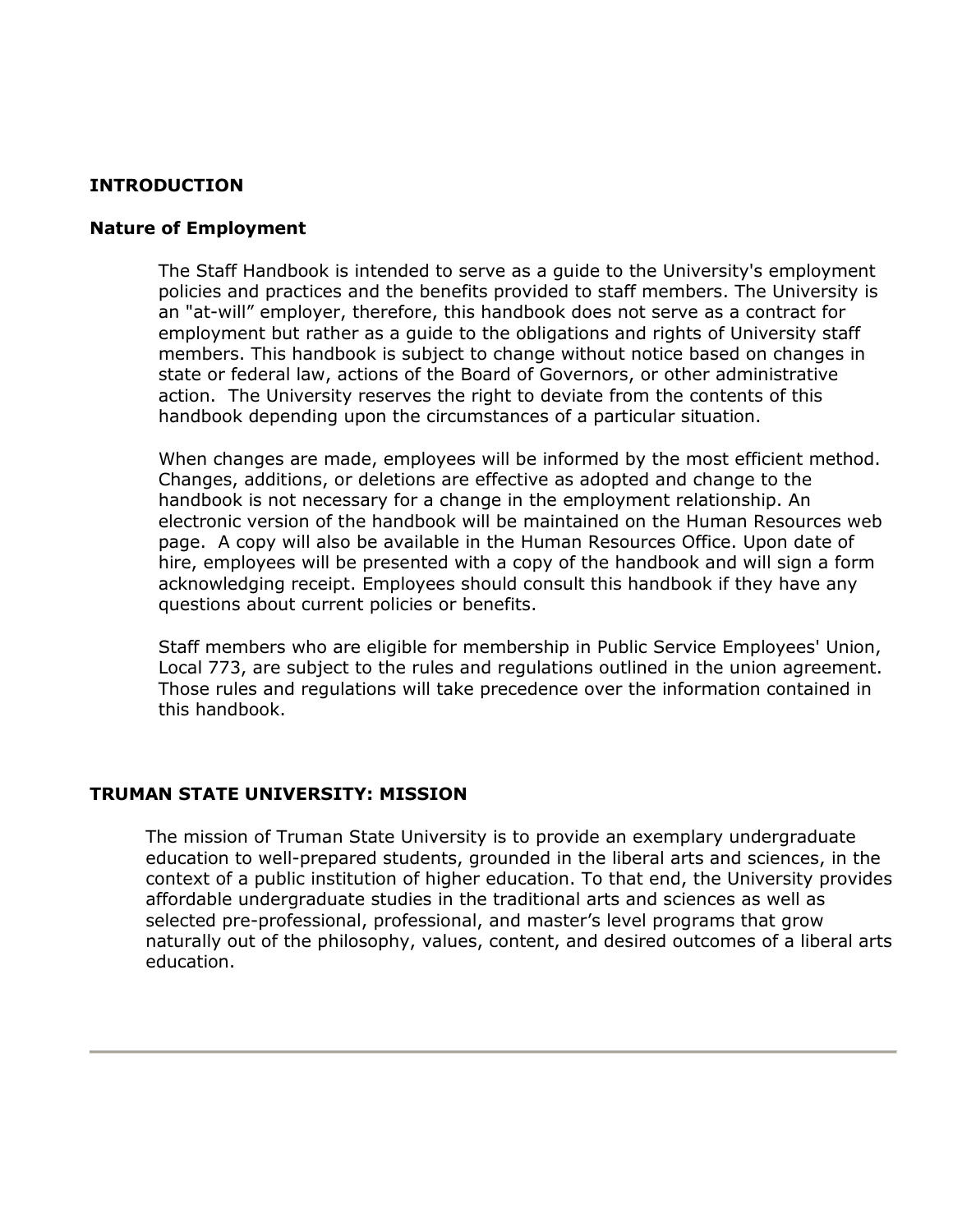# INTRODUCTION

## Nature of Employment

The Staff Handbook is intended to serve as a guide to the University's employment policies and practices and the benefits provided to staff members. The University is an "at-will" employer, therefore, this handbook does not serve as a contract for employment but rather as a guide to the obligations and rights of University staff members. This handbook is subject to change without notice based on changes in state or federal law, actions of the Board of Governors, or other administrative action. The University reserves the right to deviate from the contents of this handbook depending upon the circumstances of a particular situation.

When changes are made, employees will be informed by the most efficient method. Changes, additions, or deletions are effective as adopted and change to the handbook is not necessary for a change in the employment relationship. An electronic version of the handbook will be maintained on the Human Resources web page. A copy will also be available in the Human Resources Office. Upon date of hire, employees will be presented with a copy of the handbook and will sign a form acknowledging receipt. Employees should consult this handbook if they have any questions about current policies or benefits.

Staff members who are eligible for membership in Public Service Employees' Union, Local 773, are subject to the rules and regulations outlined in the union agreement. Those rules and regulations will take precedence over the information contained in this handbook.

# TRUMAN STATE UNIVERSITY: MISSION

The mission of Truman State University is to provide an exemplary undergraduate education to well-prepared students, grounded in the liberal arts and sciences, in the context of a public institution of higher education. To that end, the University provides affordable undergraduate studies in the traditional arts and sciences as well as selected pre-professional, professional, and master's level programs that grow naturally out of the philosophy, values, content, and desired outcomes of a liberal arts education.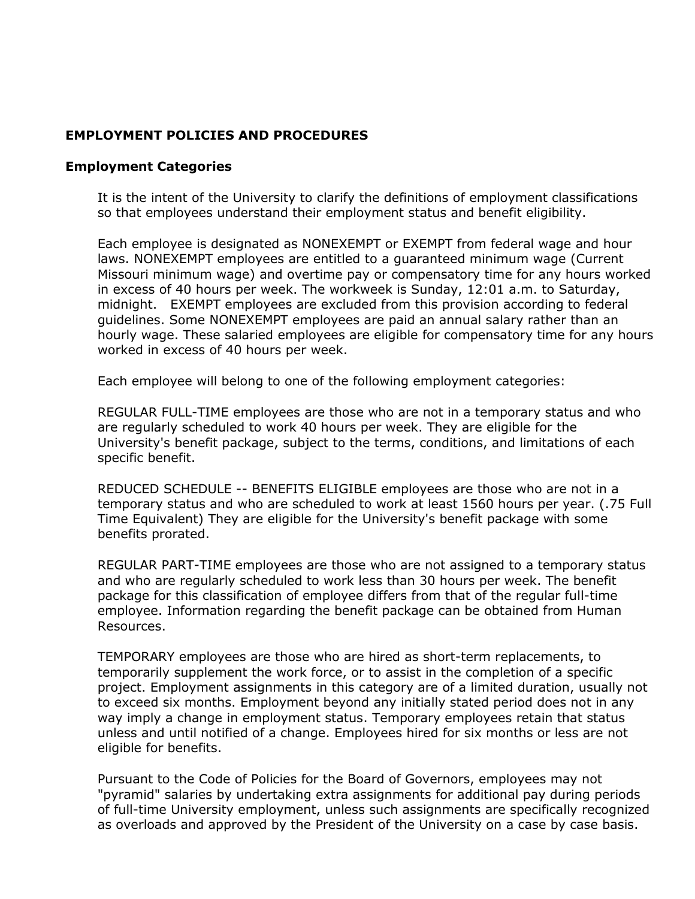## EMPLOYMENT POLICIES AND PROCEDURES

### Employment Categories

It is the intent of the University to clarify the definitions of employment classifications so that employees understand their employment status and benefit eligibility.

Each employee is designated as NONEXEMPT or EXEMPT from federal wage and hour laws. NONEXEMPT employees are entitled to a guaranteed minimum wage (Current Missouri minimum wage) and overtime pay or compensatory time for any hours worked in excess of 40 hours per week. The workweek is Sunday, 12:01 a.m. to Saturday, midnight. EXEMPT employees are excluded from this provision according to federal guidelines. Some NONEXEMPT employees are paid an annual salary rather than an hourly wage. These salaried employees are eligible for compensatory time for any hours worked in excess of 40 hours per week.

Each employee will belong to one of the following employment categories:

REGULAR FULL-TIME employees are those who are not in a temporary status and who are regularly scheduled to work 40 hours per week. They are eligible for the University's benefit package, subject to the terms, conditions, and limitations of each specific benefit.

REDUCED SCHEDULE -- BENEFITS ELIGIBLE employees are those who are not in a temporary status and who are scheduled to work at least 1560 hours per year. (.75 Full Time Equivalent) They are eligible for the University's benefit package with some benefits prorated.

REGULAR PART-TIME employees are those who are not assigned to a temporary status and who are regularly scheduled to work less than 30 hours per week. The benefit package for this classification of employee differs from that of the regular full-time employee. Information regarding the benefit package can be obtained from Human Resources.

TEMPORARY employees are those who are hired as short-term replacements, to temporarily supplement the work force, or to assist in the completion of a specific project. Employment assignments in this category are of a limited duration, usually not to exceed six months. Employment beyond any initially stated period does not in any way imply a change in employment status. Temporary employees retain that status unless and until notified of a change. Employees hired for six months or less are not eligible for benefits.

Pursuant to the Code of Policies for the Board of Governors, employees may not "pyramid" salaries by undertaking extra assignments for additional pay during periods of full-time University employment, unless such assignments are specifically recognized as overloads and approved by the President of the University on a case by case basis.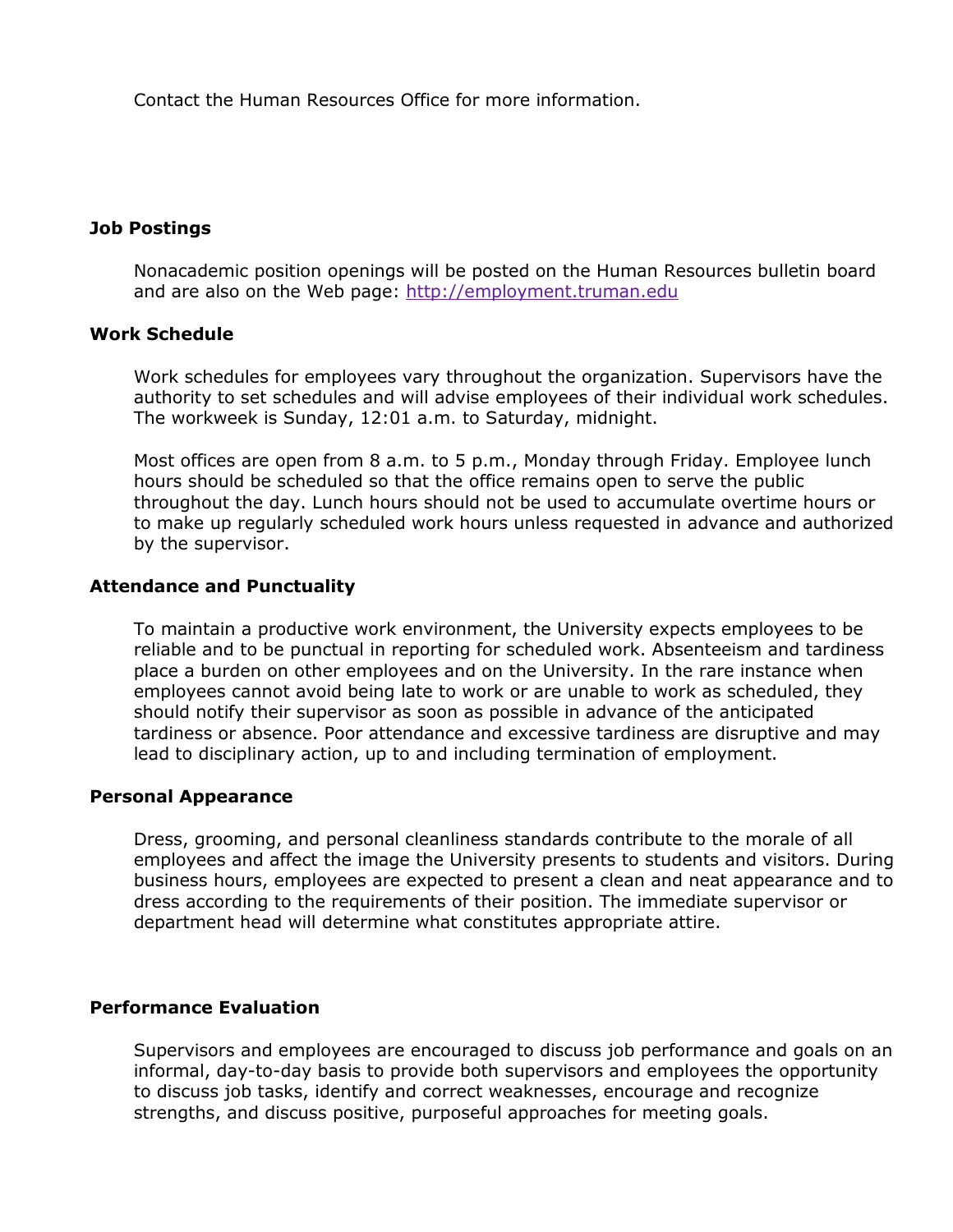Contact the Human Resources Office for more information.

### Job Postings

Nonacademic position openings will be posted on the Human Resources bulletin board and are also on the Web page: [http://employment.truman.edu](http://employment.truman.edu)

### Work Schedule

Work schedules for employees vary throughout the organization. Supervisors have the authority to set schedules and will advise employees of their individual work schedules. The workweek is Sunday, 12:01 a.m. to Saturday, midnight.

Most offices are open from 8 a.m. to 5 p.m., Monday through Friday. Employee lunch hours should be scheduled so that the office remains open to serve the public throughout the day. Lunch hours should not be used to accumulate overtime hours or to make up regularly scheduled work hours unless requested in advance and authorized by the supervisor.

### Attendance and Punctuality

To maintain a productive work environment, the University expects employees to be reliable and to be punctual in reporting for scheduled work. Absenteeism and tardiness place a burden on other employees and on the University. In the rare instance when employees cannot avoid being late to work or are unable to work as scheduled, they should notify their supervisor as soon as possible in advance of the anticipated tardiness or absence. Poor attendance and excessive tardiness are disruptive and may lead to disciplinary action, up to and including termination of employment.

### Personal Appearance

Dress, grooming, and personal cleanliness standards contribute to the morale of all employees and affect the image the University presents to students and visitors. During business hours, employees are expected to present a clean and neat appearance and to dress according to the requirements of their position. The immediate supervisor or department head will determine what constitutes appropriate attire.

### Performance Evaluation

Supervisors and employees are encouraged to discuss job performance and goals on an informal, day-to-day basis to provide both supervisors and employees the opportunity to discuss job tasks, identify and correct weaknesses, encourage and recognize strengths, and discuss positive, purposeful approaches for meeting goals.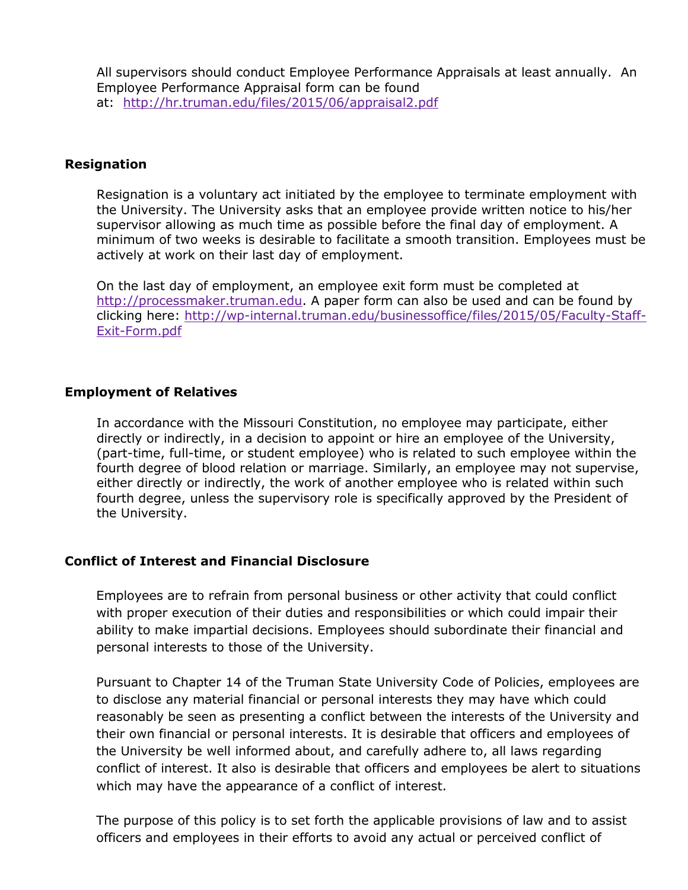All supervisors should conduct Employee Performance Appraisals at least annually. An Employee Performance Appraisal form can be found at: [http://hr.truman.edu/files/2015/06/appraisal2.pdf](http://hr.truman.edu/files/2015/06/appraisal2.pdf)

**Resignation**

Resignation is a voluntary act initiated by the employee to terminate employment with the University. The University asks that an employee provide written notice to his/her supervisor allowing as much time as possible before the final day of employment. A minimum of two weeks is desirable to facilitate a smooth transition. Employees must be actively at work on their last day of employment.

On the last day of employment, an employee exit form must be completed at [http://processmaker.truman.edu](http://processmaker.truman.edu). A paper form can also be used and can be found by clicking here: [http://wp-internal.truman.edu/businessoffice/files/2015/05/Faculty-Staff-Exit-Form.pdf](http://wp-internal.truman.edu/businessoffice/files/2015/05/Faculty-Staff-Exit-Form.pdf)

**Employment of Relatives**

In accordance with the Missouri Constitution, no employee may participate, either directly or indirectly, in a decision to appoint or hire an employee of the University, (part-time, full-time, or student employee) who is related to such employee within the fourth degree of blood relation or marriage. Similarly, an employee may not supervise, either directly or indirectly, the work of another employee who is related within such fourth degree, unless the supervisory role is specifically approved by the President of the University.

**Conflict of Interest and Financial Disclosure**

Employees are to refrain from personal business or other activity that could conflict with proper execution of their duties and responsibilities or which could impair their ability to make impartial decisions. Employees should subordinate their financial and personal interests to those of the University.

Pursuant to Chapter 14 of the Truman State University Code of Policies, employees are to disclose any material financial or personal interests they may have which could reasonably be seen as presenting a conflict between the interests of the University and their own financial or personal interests. It is desirable that officers and employees of the University be well informed about, and carefully adhere to, all laws regarding conflict of interest. It also is desirable that officers and employees be alert to situations which may have the appearance of a conflict of interest.

The purpose of this policy is to set forth the applicable provisions of law and to assist officers and employees in their efforts to avoid any actual or perceived conflict of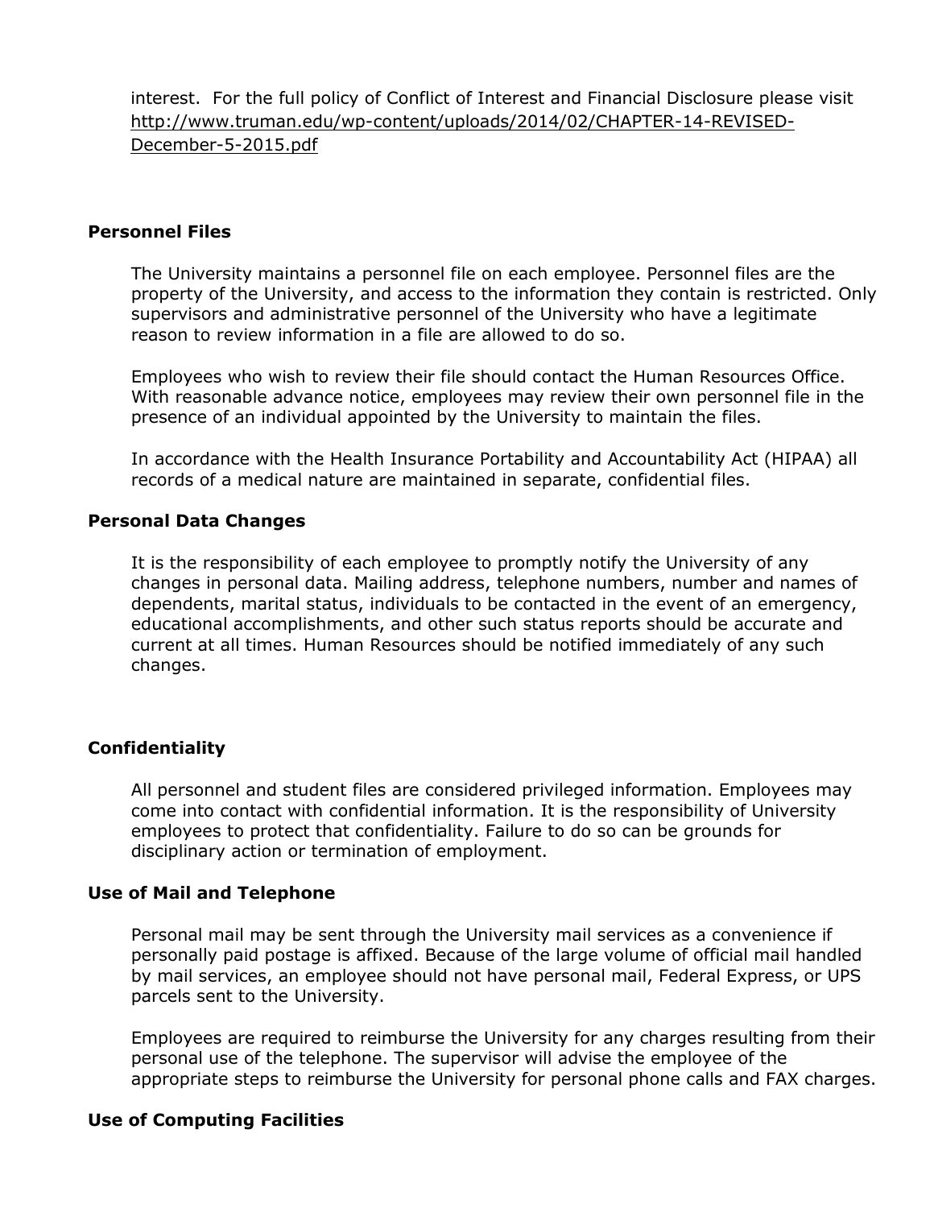interest. For the full policy of Conflict of Interest and Financial Disclosure please visit http://www.truman.edu/wp-content/uploads/2014/02/CHAPTER-14-REVISED-December-5-2015.pdf

**Personnel Files**

The University maintains a personnel file on each employee. Personnel files are the property of the University, and access to the information they contain is restricted. Only supervisors and administrative personnel of the University who have a legitimate reason to review information in a file are allowed to do so.

Employees who wish to review their file should contact the Human Resources Office. With reasonable advance notice, employees may review their own personnel file in the presence of an individual appointed by the University to maintain the files.

In accordance with the Health Insurance Portability and Accountability Act (HIPAA) all records of a medical nature are maintained in separate, confidential files.

**Personal Data Changes**

It is the responsibility of each employee to promptly notify the University of any changes in personal data. Mailing address, telephone numbers, number and names of dependents, marital status, individuals to be contacted in the event of an emergency, educational accomplishments, and other such status reports should be accurate and current at all times. Human Resources should be notified immediately of any such changes.

**Confidentiality**

All personnel and student files are considered privileged information. Employees may come into contact with confidential information. It is the responsibility of University employees to protect that confidentiality. Failure to do so can be grounds for disciplinary action or termination of employment.

**Use of Mail and Telephone**

Personal mail may be sent through the University mail services as a convenience if personally paid postage is affixed. Because of the large volume of official mail handled by mail services, an employee should not have personal mail, Federal Express, or UPS parcels sent to the University.

Employees are required to reimburse the University for any charges resulting from their personal use of the telephone. The supervisor will advise the employee of the appropriate steps to reimburse the University for personal phone calls and FAX charges.

**Use of Computing Facilities**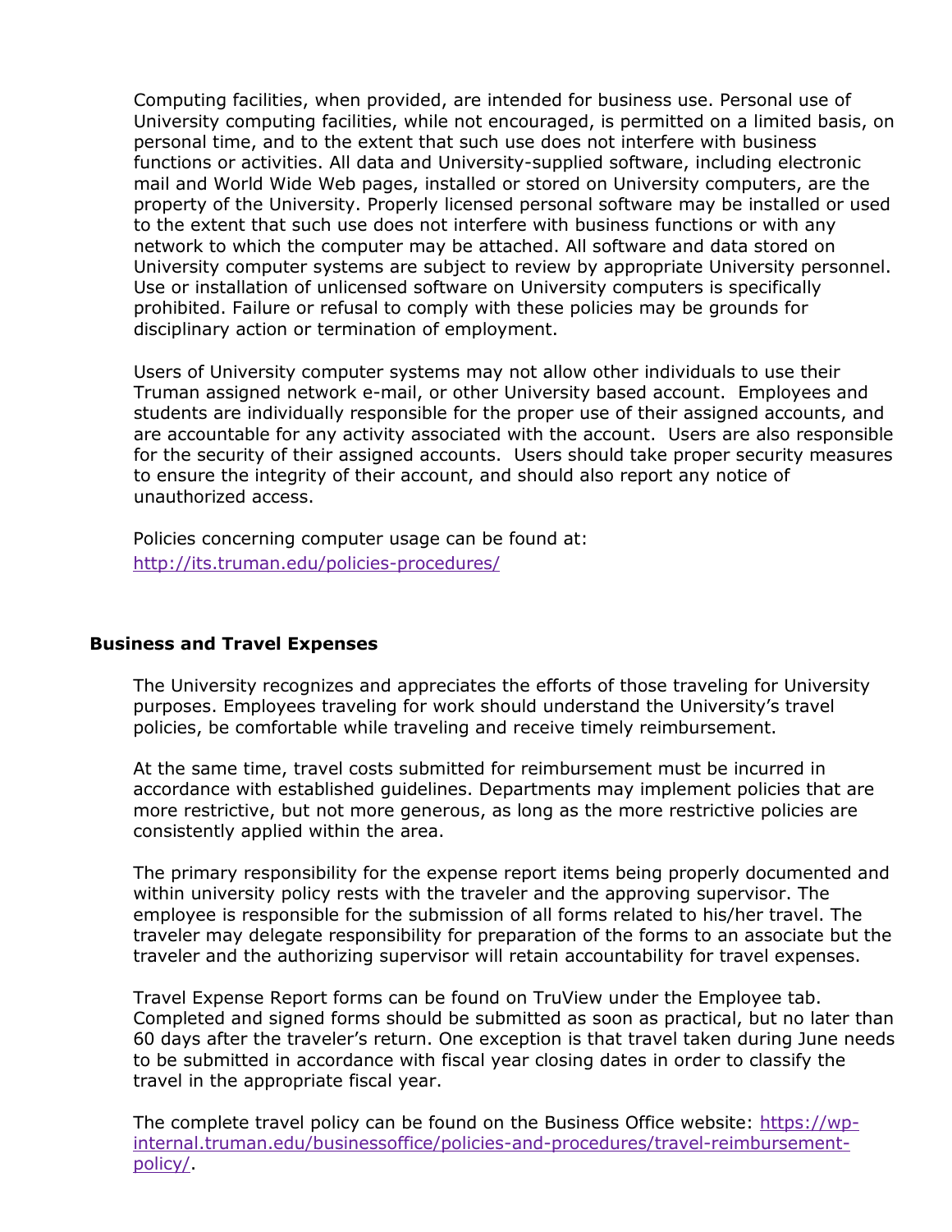Computing facilities, when provided, are intended for business use. Personal use of University computing facilities, while not encouraged, is permitted on a limited basis, on personal time, and to the extent that such use does not interfere with business functions or activities. All data and University-supplied software, including electronic mail and World Wide Web pages, installed or stored on University computers, are the property of the University. Properly licensed personal software may be installed or used to the extent that such use does not interfere with business functions or with any network to which the computer may be attached. All software and data stored on University computer systems are subject to review by appropriate University personnel. Use or installation of unlicensed software on University computers is specifically prohibited. Failure or refusal to comply with these policies may be grounds for disciplinary action or termination of employment.

Users of University computer systems may not allow other individuals to use their Truman assigned network e-mail, or other University based account. Employees and students are individually responsible for the proper use of their assigned accounts, and are accountable for any activity associated with the account. Users are also responsible for the security of their assigned accounts. Users should take proper security measures to ensure the integrity of their account, and should also report any notice of unauthorized access.

Policies concerning computer usage can be found at: http://its.truman.edu/policies-procedures/

### Business and Travel Expenses

The University recognizes and appreciates the efforts of those traveling for University purposes. Employees traveling for work should understand the University's travel policies, be comfortable while traveling and receive timely reimbursement.

At the same time, travel costs submitted for reimbursement must be incurred in accordance with established guidelines. Departments may implement policies that are more restrictive, but not more generous, as long as the more restrictive policies are consistently applied within the area.

The primary responsibility for the expense report items being properly documented and within university policy rests with the traveler and the approving supervisor. The employee is responsible for the submission of all forms related to his/her travel. The traveler may delegate responsibility for preparation of the forms to an associate but the traveler and the authorizing supervisor will retain accountability for travel expenses.

Travel Expense Report forms can be found on TruView under the Employee tab. Completed and signed forms should be submitted as soon as practical, but no later than 60 days after the traveler's return. One exception is that travel taken during June needs to be submitted in accordance with fiscal year closing dates in order to classify the travel in the appropriate fiscal year.

The complete travel policy can be found on the Business Office website: https://wp-internal.truman.edu/businessoffice/policies-and-procedures/travel-reimbursement-policy/.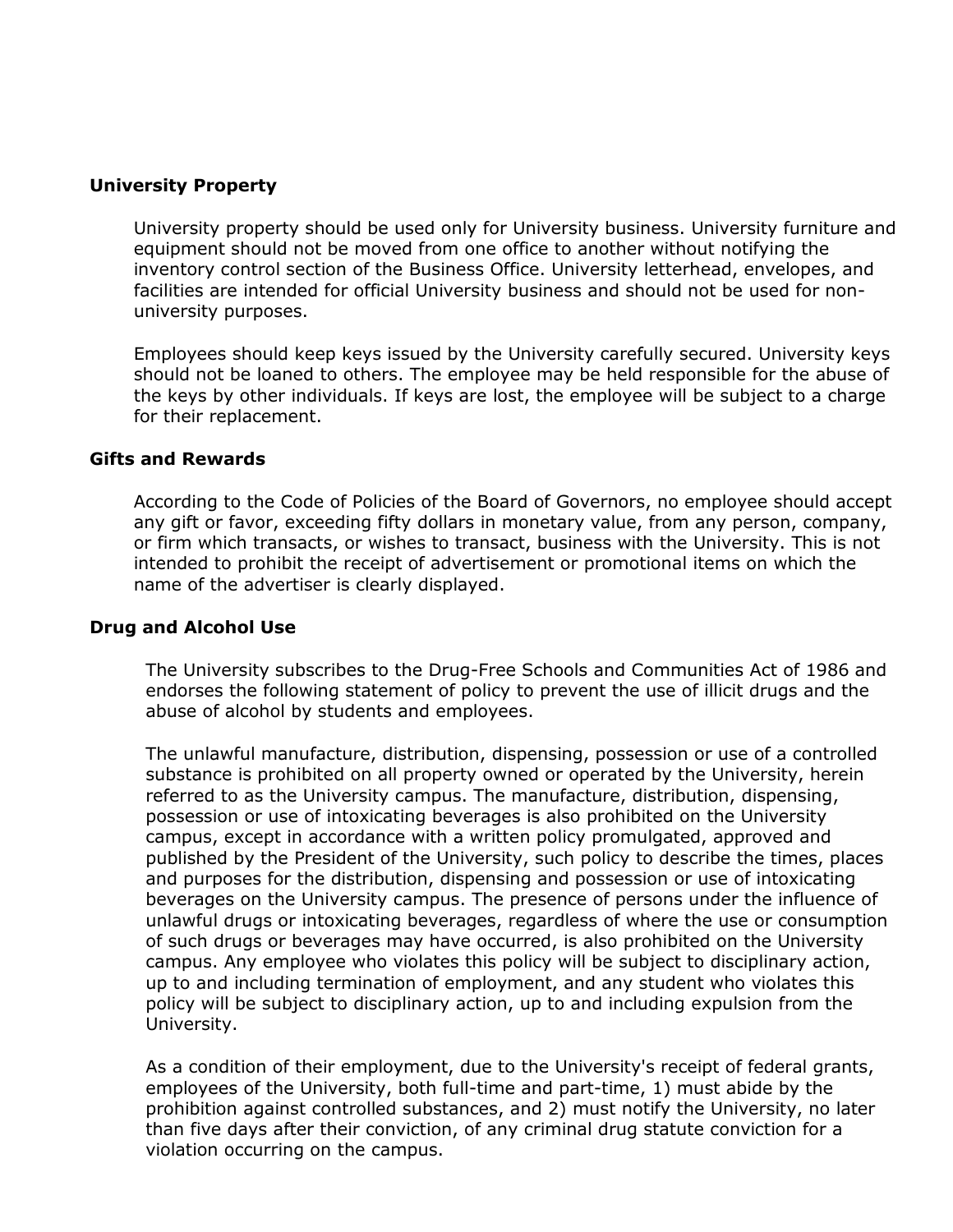### University Property

University property should be used only for University business. University furniture and equipment should not be moved from one office to another without notifying the inventory control section of the Business Office. University letterhead, envelopes, and facilities are intended for official University business and should not be used for non-university purposes.

Employees should keep keys issued by the University carefully secured. University keys should not be loaned to others. The employee may be held responsible for the abuse of the keys by other individuals. If keys are lost, the employee will be subject to a charge for their replacement.

### Gifts and Rewards

According to the Code of Policies of the Board of Governors, no employee should accept any gift or favor, exceeding fifty dollars in monetary value, from any person, company, or firm which transacts, or wishes to transact, business with the University. This is not intended to prohibit the receipt of advertisement or promotional items on which the name of the advertiser is clearly displayed.

### Drug and Alcohol Use

The University subscribes to the Drug-Free Schools and Communities Act of 1986 and endorses the following statement of policy to prevent the use of illicit drugs and the abuse of alcohol by students and employees.

The unlawful manufacture, distribution, dispensing, possession or use of a controlled substance is prohibited on all property owned or operated by the University, herein referred to as the University campus. The manufacture, distribution, dispensing, possession or use of intoxicating beverages is also prohibited on the University campus, except in accordance with a written policy promulgated, approved and published by the President of the University, such policy to describe the times, places and purposes for the distribution, dispensing and possession or use of intoxicating beverages on the University campus. The presence of persons under the influence of unlawful drugs or intoxicating beverages, regardless of where the use or consumption of such drugs or beverages may have occurred, is also prohibited on the University campus. Any employee who violates this policy will be subject to disciplinary action, up to and including termination of employment, and any student who violates this policy will be subject to disciplinary action, up to and including expulsion from the University.

As a condition of their employment, due to the University's receipt of federal grants, employees of the University, both full-time and part-time, 1) must abide by the prohibition against controlled substances, and 2) must notify the University, no later than five days after their conviction, of any criminal drug statute conviction for a violation occurring on the campus.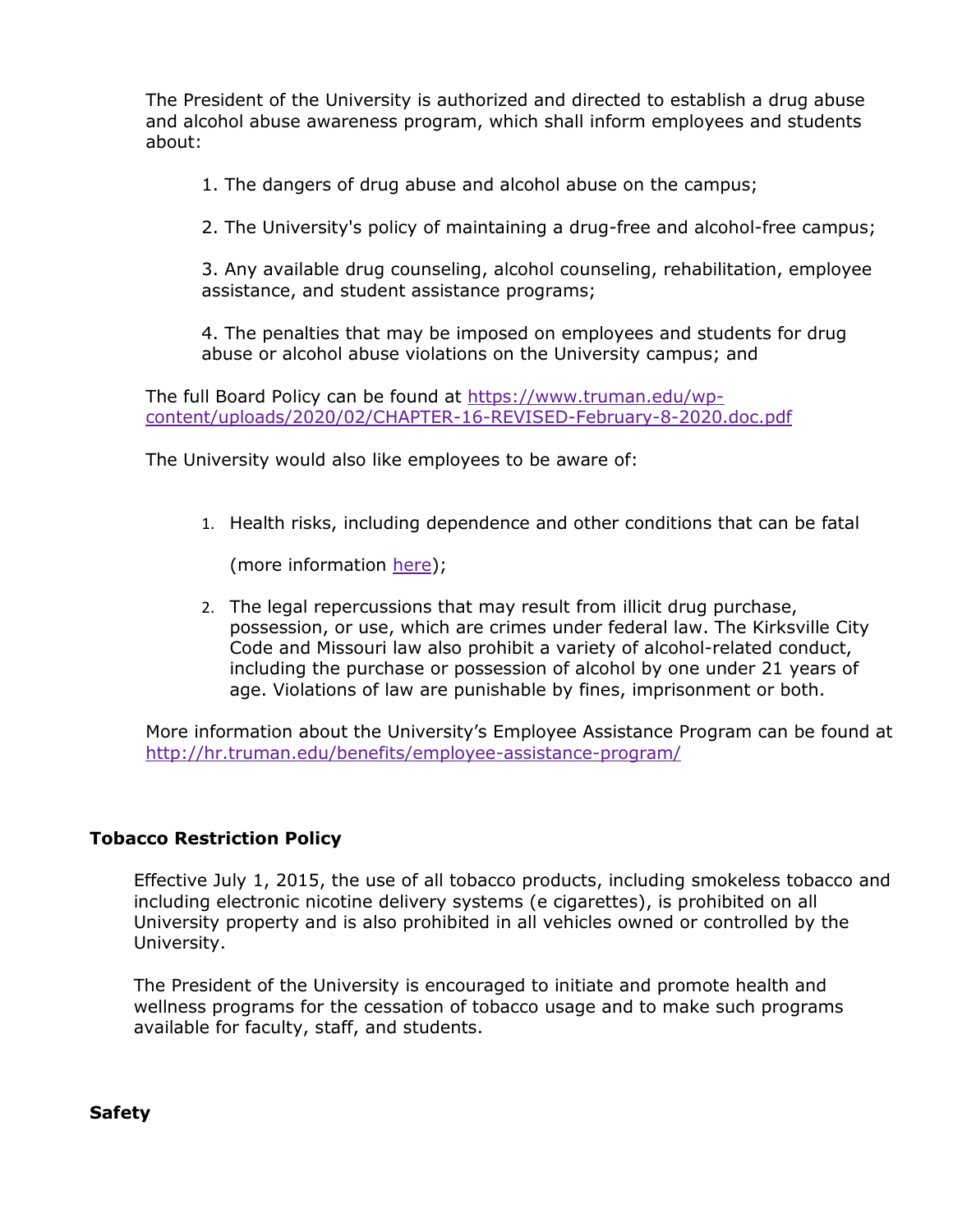The President of the University is authorized and directed to establish a drug abuse and alcohol abuse awareness program, which shall inform employees and students about:

1. The dangers of drug abuse and alcohol abuse on the campus;

2. The University's policy of maintaining a drug-free and alcohol-free campus;

3. Any available drug counseling, alcohol counseling, rehabilitation, employee assistance, and student assistance programs;

4. The penalties that may be imposed on employees and students for drug abuse or alcohol abuse violations on the University campus; and

The full Board Policy can be found at [https://www.truman.edu/wp-content/uploads/2020/02/CHAPTER-16-REVISED-February-8-2020.doc.pdf](https://www.truman.edu/wp-content/uploads/2020/02/CHAPTER-16-REVISED-February-8-2020.doc.pdf)

The University would also like employees to be aware of:

1. Health risks, including dependence and other conditions that can be fatal

   (more information here);

2. The legal repercussions that may result from illicit drug purchase, possession, or use, which are crimes under federal law. The Kirksville City Code and Missouri law also prohibit a variety of alcohol-related conduct, including the purchase or possession of alcohol by one under 21 years of age. Violations of law are punishable by fines, imprisonment or both.

More information about the University's Employee Assistance Program can be found at [http://hr.truman.edu/benefits/employee-assistance-program/](http://hr.truman.edu/benefits/employee-assistance-program/)

**Tobacco Restriction Policy**

Effective July 1, 2015, the use of all tobacco products, including smokeless tobacco and including electronic nicotine delivery systems (e cigarettes), is prohibited on all University property and is also prohibited in all vehicles owned or controlled by the University.

The President of the University is encouraged to initiate and promote health and wellness programs for the cessation of tobacco usage and to make such programs available for faculty, staff, and students.

**Safety**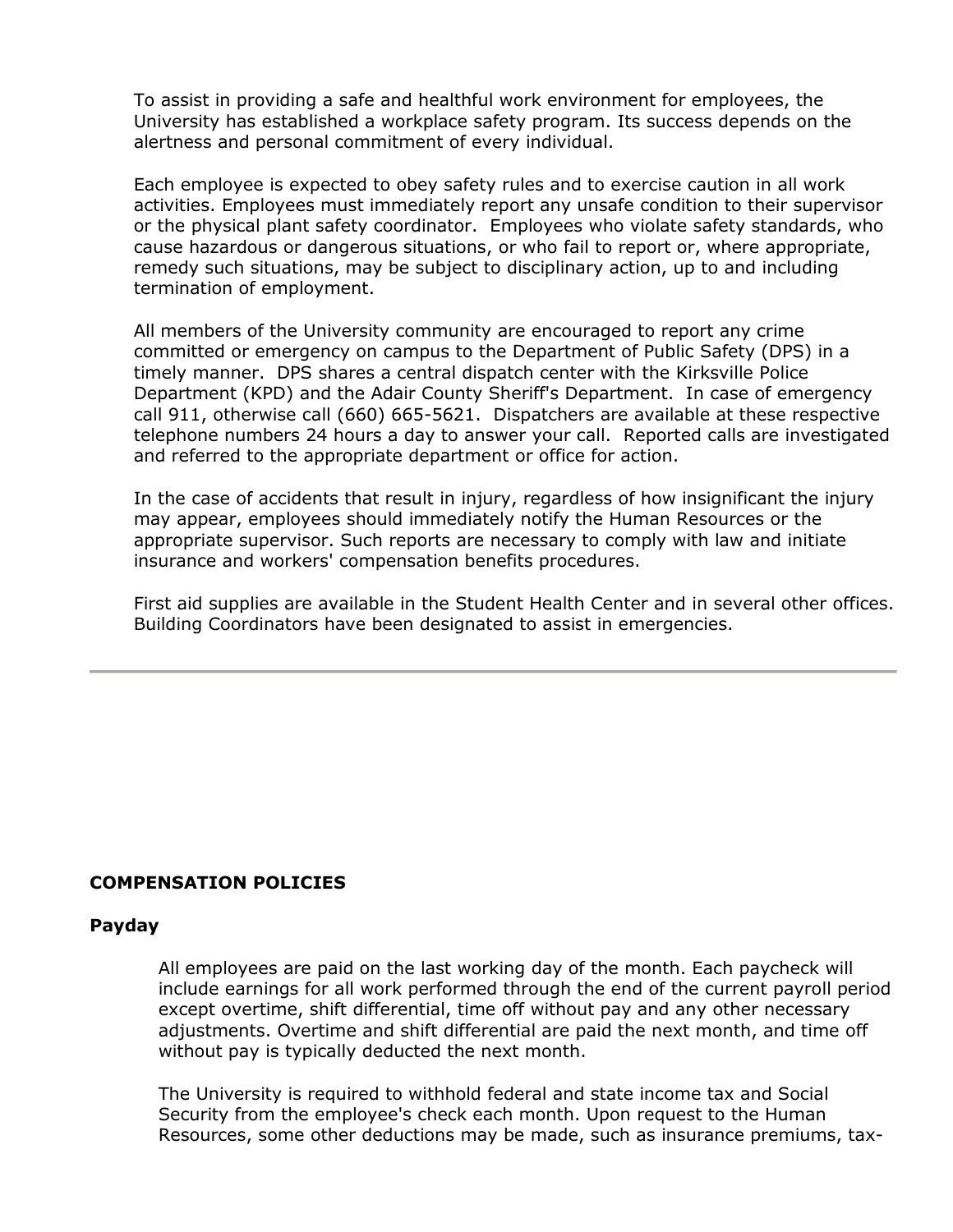To assist in providing a safe and healthful work environment for employees, the University has established a workplace safety program. Its success depends on the alertness and personal commitment of every individual.

Each employee is expected to obey safety rules and to exercise caution in all work activities. Employees must immediately report any unsafe condition to their supervisor or the physical plant safety coordinator. Employees who violate safety standards, who cause hazardous or dangerous situations, or who fail to report or, where appropriate, remedy such situations, may be subject to disciplinary action, up to and including termination of employment.

All members of the University community are encouraged to report any crime committed or emergency on campus to the Department of Public Safety (DPS) in a timely manner. DPS shares a central dispatch center with the Kirksville Police Department (KPD) and the Adair County Sheriff's Department. In case of emergency call 911, otherwise call (660) 665-5621. Dispatchers are available at these respective telephone numbers 24 hours a day to answer your call. Reported calls are investigated and referred to the appropriate department or office for action.

In the case of accidents that result in injury, regardless of how insignificant the injury may appear, employees should immediately notify the Human Resources or the appropriate supervisor. Such reports are necessary to comply with law and initiate insurance and workers' compensation benefits procedures.

First aid supplies are available in the Student Health Center and in several other offices. Building Coordinators have been designated to assist in emergencies.

---

## COMPENSATION POLICIES

### Payday

All employees are paid on the last working day of the month. Each paycheck will include earnings for all work performed through the end of the current payroll period except overtime, shift differential, time off without pay and any other necessary adjustments. Overtime and shift differential are paid the next month, and time off without pay is typically deducted the next month.

The University is required to withhold federal and state income tax and Social Security from the employee's check each month. Upon request to the Human Resources, some other deductions may be made, such as insurance premiums, tax-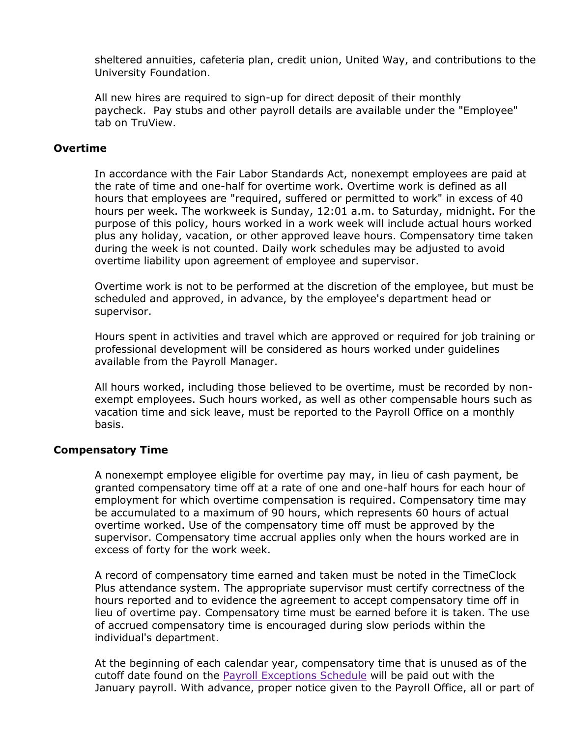sheltered annuities, cafeteria plan, credit union, United Way, and contributions to the University Foundation.

All new hires are required to sign-up for direct deposit of their monthly paycheck.  Pay stubs and other payroll details are available under the "Employee" tab on TruView.

### Overtime

In accordance with the Fair Labor Standards Act, nonexempt employees are paid at the rate of time and one-half for overtime work. Overtime work is defined as all hours that employees are "required, suffered or permitted to work" in excess of 40 hours per week. The workweek is Sunday, 12:01 a.m. to Saturday, midnight. For the purpose of this policy, hours worked in a work week will include actual hours worked plus any holiday, vacation, or other approved leave hours. Compensatory time taken during the week is not counted. Daily work schedules may be adjusted to avoid overtime liability upon agreement of employee and supervisor.

Overtime work is not to be performed at the discretion of the employee, but must be scheduled and approved, in advance, by the employee's department head or supervisor.

Hours spent in activities and travel which are approved or required for job training or professional development will be considered as hours worked under guidelines available from the Payroll Manager.

All hours worked, including those believed to be overtime, must be recorded by non-exempt employees. Such hours worked, as well as other compensable hours such as vacation time and sick leave, must be reported to the Payroll Office on a monthly basis.

### Compensatory Time

A nonexempt employee eligible for overtime pay may, in lieu of cash payment, be granted compensatory time off at a rate of one and one-half hours for each hour of employment for which overtime compensation is required. Compensatory time may be accumulated to a maximum of 90 hours, which represents 60 hours of actual overtime worked. Use of the compensatory time off must be approved by the supervisor. Compensatory time accrual applies only when the hours worked are in excess of forty for the work week.

A record of compensatory time earned and taken must be noted in the TimeClock Plus attendance system. The appropriate supervisor must certify correctness of the hours reported and to evidence the agreement to accept compensatory time off in lieu of overtime pay. Compensatory time must be earned before it is taken. The use of accrued compensatory time is encouraged during slow periods within the individual's department.

At the beginning of each calendar year, compensatory time that is unused as of the cutoff date found on the Payroll Exceptions Schedule will be paid out with the January payroll. With advance, proper notice given to the Payroll Office, all or part of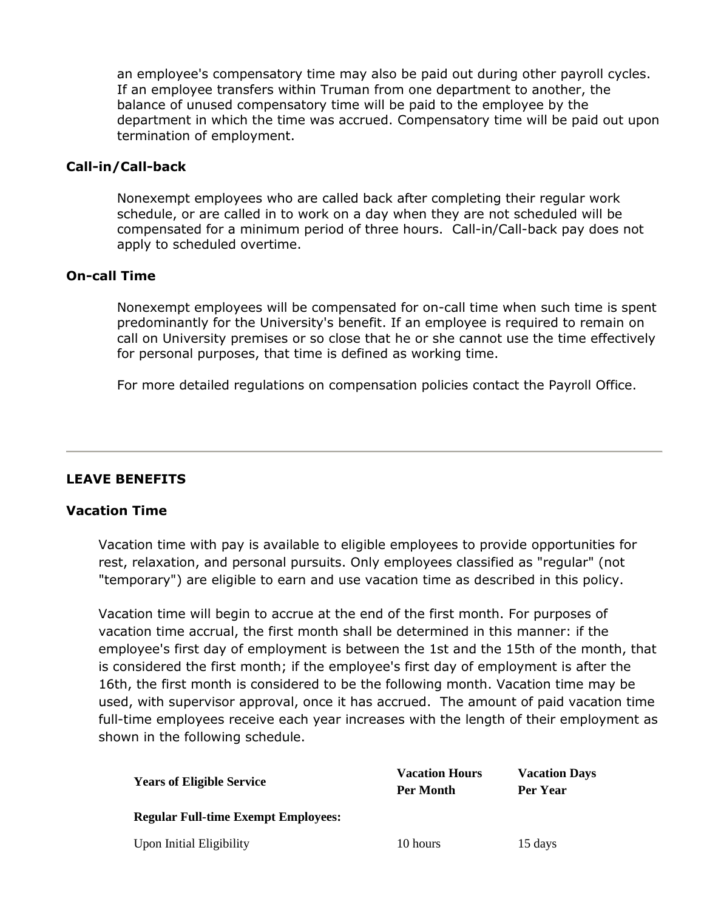an employee's compensatory time may also be paid out during other payroll cycles. If an employee transfers within Truman from one department to another, the balance of unused compensatory time will be paid to the employee by the department in which the time was accrued. Compensatory time will be paid out upon termination of employment.

### Call-in/Call-back

Nonexempt employees who are called back after completing their regular work schedule, or are called in to work on a day when they are not scheduled will be compensated for a minimum period of three hours. Call-in/Call-back pay does not apply to scheduled overtime.

### On-call Time

Nonexempt employees will be compensated for on-call time when such time is spent predominantly for the University's benefit. If an employee is required to remain on call on University premises or so close that he or she cannot use the time effectively for personal purposes, that time is defined as working time.

For more detailed regulations on compensation policies contact the Payroll Office.

---

## LEAVE BENEFITS

### Vacation Time

Vacation time with pay is available to eligible employees to provide opportunities for rest, relaxation, and personal pursuits. Only employees classified as "regular" (not "temporary") are eligible to earn and use vacation time as described in this policy.

Vacation time will begin to accrue at the end of the first month. For purposes of vacation time accrual, the first month shall be determined in this manner: if the employee's first day of employment is between the 1st and the 15th of the month, that is considered the first month; if the employee's first day of employment is after the 16th, the first month is considered to be the following month. Vacation time may be used, with supervisor approval, once it has accrued. The amount of paid vacation time full-time employees receive each year increases with the length of their employment as shown in the following schedule.

| Years of Eligible Service | Vacation Hours Per Month | Vacation Days Per Year |
|---|---|---|
| **Regular Full-time Exempt Employees:** | | |
| Upon Initial Eligibility | 10 hours | 15 days |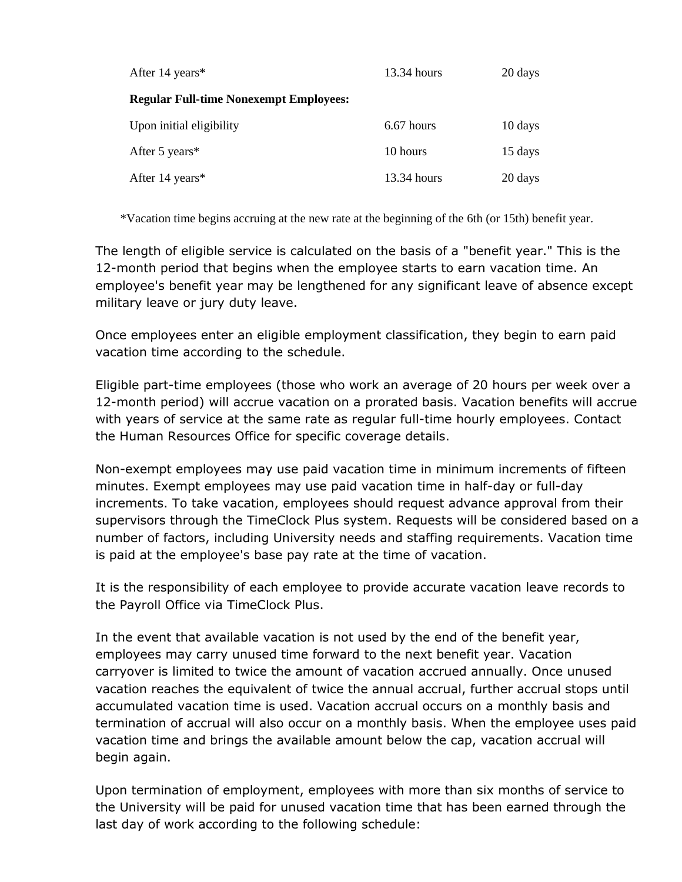| | | |
|---|---|---|
| After 14 years* | 13.34 hours | 20 days |
| **Regular Full-time Nonexempt Employees:** | | |
| Upon initial eligibility | 6.67 hours | 10 days |
| After 5 years* | 10 hours | 15 days |
| After 14 years* | 13.34 hours | 20 days |

*Vacation time begins accruing at the new rate at the beginning of the 6th (or 15th) benefit year.

The length of eligible service is calculated on the basis of a "benefit year." This is the 12-month period that begins when the employee starts to earn vacation time. An employee's benefit year may be lengthened for any significant leave of absence except military leave or jury duty leave.

Once employees enter an eligible employment classification, they begin to earn paid vacation time according to the schedule.

Eligible part-time employees (those who work an average of 20 hours per week over a 12-month period) will accrue vacation on a prorated basis. Vacation benefits will accrue with years of service at the same rate as regular full-time hourly employees. Contact the Human Resources Office for specific coverage details.

Non-exempt employees may use paid vacation time in minimum increments of fifteen minutes. Exempt employees may use paid vacation time in half-day or full-day increments. To take vacation, employees should request advance approval from their supervisors through the TimeClock Plus system. Requests will be considered based on a number of factors, including University needs and staffing requirements. Vacation time is paid at the employee's base pay rate at the time of vacation.

It is the responsibility of each employee to provide accurate vacation leave records to the Payroll Office via TimeClock Plus.

In the event that available vacation is not used by the end of the benefit year, employees may carry unused time forward to the next benefit year. Vacation carryover is limited to twice the amount of vacation accrued annually. Once unused vacation reaches the equivalent of twice the annual accrual, further accrual stops until accumulated vacation time is used. Vacation accrual occurs on a monthly basis and termination of accrual will also occur on a monthly basis. When the employee uses paid vacation time and brings the available amount below the cap, vacation accrual will begin again.

Upon termination of employment, employees with more than six months of service to the University will be paid for unused vacation time that has been earned through the last day of work according to the following schedule: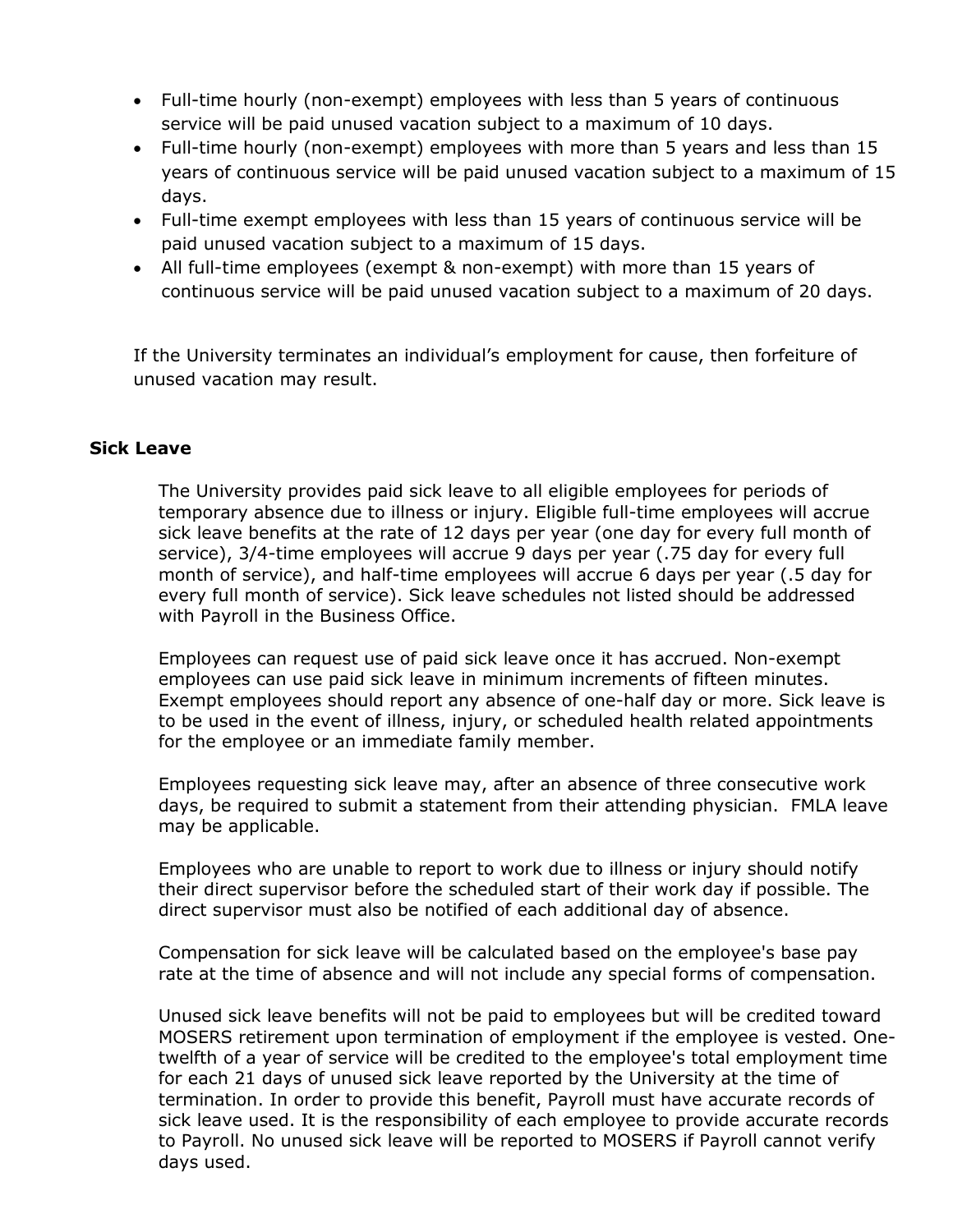- Full-time hourly (non-exempt) employees with less than 5 years of continuous service will be paid unused vacation subject to a maximum of 10 days.
- Full-time hourly (non-exempt) employees with more than 5 years and less than 15 years of continuous service will be paid unused vacation subject to a maximum of 15 days.
- Full-time exempt employees with less than 15 years of continuous service will be paid unused vacation subject to a maximum of 15 days.
- All full-time employees (exempt & non-exempt) with more than 15 years of continuous service will be paid unused vacation subject to a maximum of 20 days.

If the University terminates an individual's employment for cause, then forfeiture of unused vacation may result.

## Sick Leave

The University provides paid sick leave to all eligible employees for periods of temporary absence due to illness or injury. Eligible full-time employees will accrue sick leave benefits at the rate of 12 days per year (one day for every full month of service), 3/4-time employees will accrue 9 days per year (.75 day for every full month of service), and half-time employees will accrue 6 days per year (.5 day for every full month of service). Sick leave schedules not listed should be addressed with Payroll in the Business Office.

Employees can request use of paid sick leave once it has accrued. Non-exempt employees can use paid sick leave in minimum increments of fifteen minutes. Exempt employees should report any absence of one-half day or more. Sick leave is to be used in the event of illness, injury, or scheduled health related appointments for the employee or an immediate family member.

Employees requesting sick leave may, after an absence of three consecutive work days, be required to submit a statement from their attending physician. FMLA leave may be applicable.

Employees who are unable to report to work due to illness or injury should notify their direct supervisor before the scheduled start of their work day if possible. The direct supervisor must also be notified of each additional day of absence.

Compensation for sick leave will be calculated based on the employee's base pay rate at the time of absence and will not include any special forms of compensation.

Unused sick leave benefits will not be paid to employees but will be credited toward MOSERS retirement upon termination of employment if the employee is vested. One-twelfth of a year of service will be credited to the employee's total employment time for each 21 days of unused sick leave reported by the University at the time of termination. In order to provide this benefit, Payroll must have accurate records of sick leave used. It is the responsibility of each employee to provide accurate records to Payroll. No unused sick leave will be reported to MOSERS if Payroll cannot verify days used.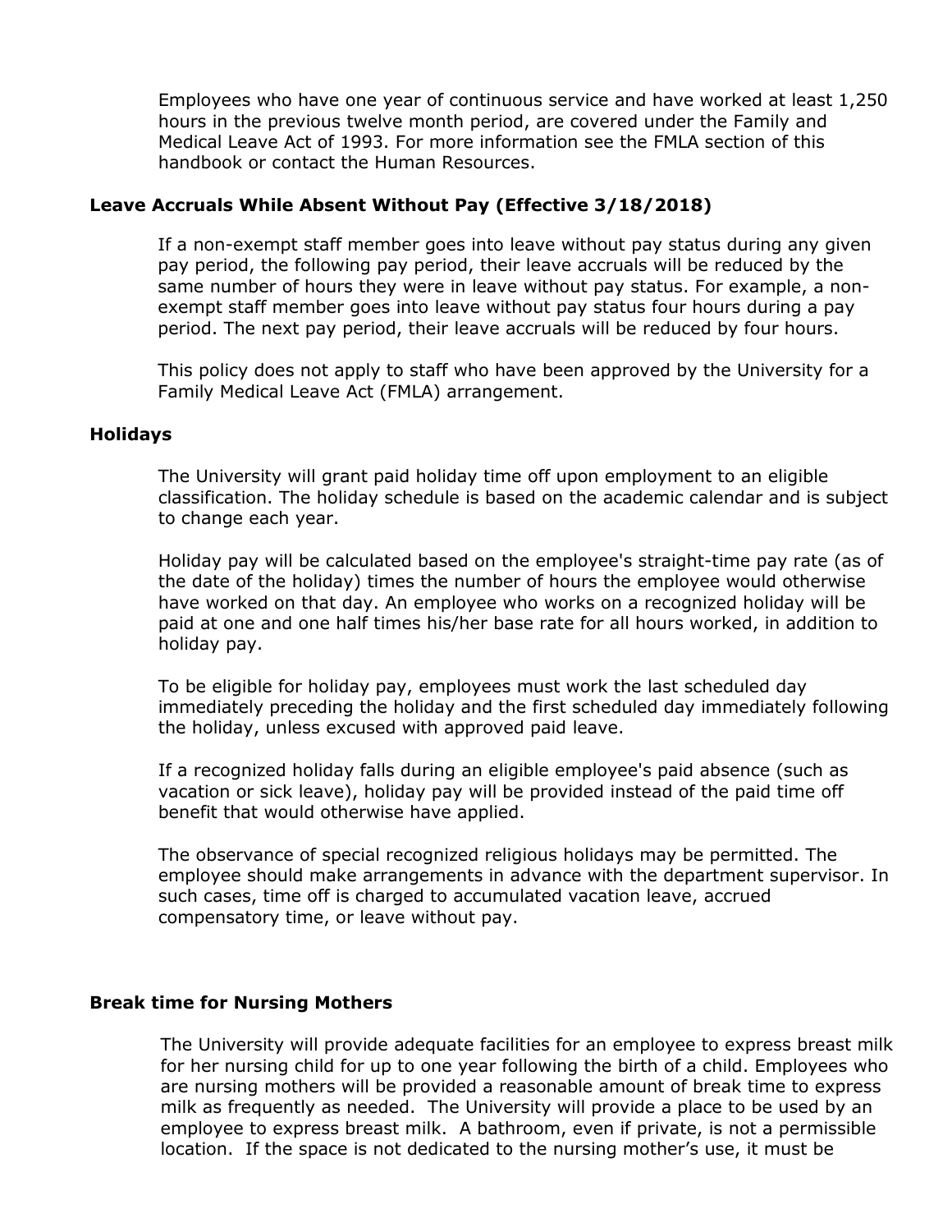Employees who have one year of continuous service and have worked at least 1,250 hours in the previous twelve month period, are covered under the Family and Medical Leave Act of 1993. For more information see the FMLA section of this handbook or contact the Human Resources.

### Leave Accruals While Absent Without Pay (Effective 3/18/2018)

If a non-exempt staff member goes into leave without pay status during any given pay period, the following pay period, their leave accruals will be reduced by the same number of hours they were in leave without pay status. For example, a non-exempt staff member goes into leave without pay status four hours during a pay period. The next pay period, their leave accruals will be reduced by four hours.

This policy does not apply to staff who have been approved by the University for a Family Medical Leave Act (FMLA) arrangement.

### Holidays

The University will grant paid holiday time off upon employment to an eligible classification. The holiday schedule is based on the academic calendar and is subject to change each year.

Holiday pay will be calculated based on the employee's straight-time pay rate (as of the date of the holiday) times the number of hours the employee would otherwise have worked on that day. An employee who works on a recognized holiday will be paid at one and one half times his/her base rate for all hours worked, in addition to holiday pay.

To be eligible for holiday pay, employees must work the last scheduled day immediately preceding the holiday and the first scheduled day immediately following the holiday, unless excused with approved paid leave.

If a recognized holiday falls during an eligible employee's paid absence (such as vacation or sick leave), holiday pay will be provided instead of the paid time off benefit that would otherwise have applied.

The observance of special recognized religious holidays may be permitted. The employee should make arrangements in advance with the department supervisor. In such cases, time off is charged to accumulated vacation leave, accrued compensatory time, or leave without pay.

### Break time for Nursing Mothers

The University will provide adequate facilities for an employee to express breast milk for her nursing child for up to one year following the birth of a child. Employees who are nursing mothers will be provided a reasonable amount of break time to express milk as frequently as needed. The University will provide a place to be used by an employee to express breast milk. A bathroom, even if private, is not a permissible location. If the space is not dedicated to the nursing mother's use, it must be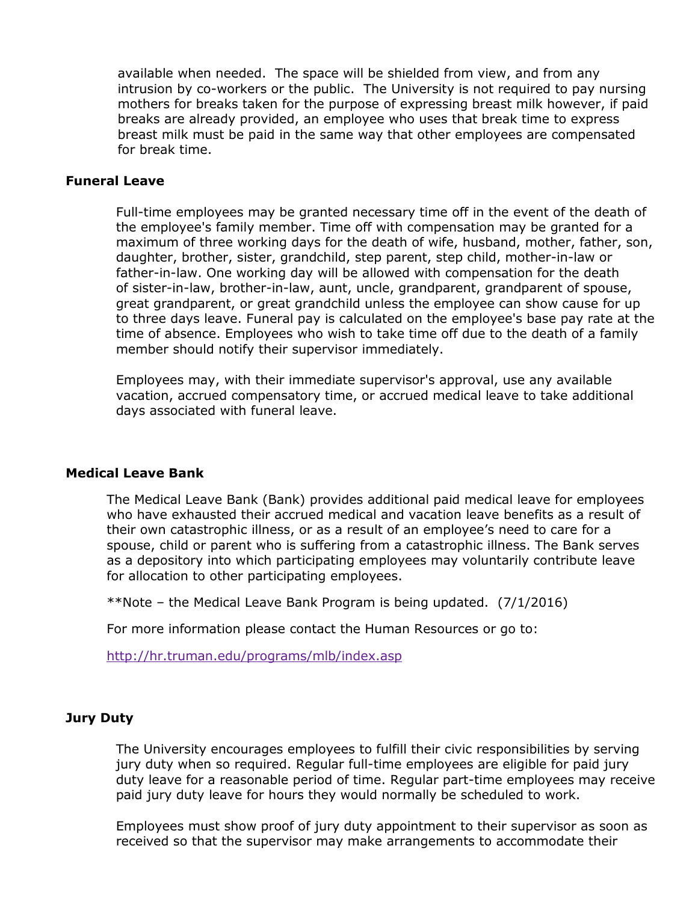available when needed. The space will be shielded from view, and from any intrusion by co-workers or the public. The University is not required to pay nursing mothers for breaks taken for the purpose of expressing breast milk however, if paid breaks are already provided, an employee who uses that break time to express breast milk must be paid in the same way that other employees are compensated for break time.

**Funeral Leave**

Full-time employees may be granted necessary time off in the event of the death of the employee's family member. Time off with compensation may be granted for a maximum of three working days for the death of wife, husband, mother, father, son, daughter, brother, sister, grandchild, step parent, step child, mother-in-law or father-in-law. One working day will be allowed with compensation for the death of sister-in-law, brother-in-law, aunt, uncle, grandparent, grandparent of spouse, great grandparent, or great grandchild unless the employee can show cause for up to three days leave. Funeral pay is calculated on the employee's base pay rate at the time of absence. Employees who wish to take time off due to the death of a family member should notify their supervisor immediately.

Employees may, with their immediate supervisor's approval, use any available vacation, accrued compensatory time, or accrued medical leave to take additional days associated with funeral leave.

**Medical Leave Bank**

The Medical Leave Bank (Bank) provides additional paid medical leave for employees who have exhausted their accrued medical and vacation leave benefits as a result of their own catastrophic illness, or as a result of an employee's need to care for a spouse, child or parent who is suffering from a catastrophic illness. The Bank serves as a depository into which participating employees may voluntarily contribute leave for allocation to other participating employees.

**Note – the Medical Leave Bank Program is being updated. (7/1/2016)

For more information please contact the Human Resources or go to:

http://hr.truman.edu/programs/mlb/index.asp

**Jury Duty**

The University encourages employees to fulfill their civic responsibilities by serving jury duty when so required. Regular full-time employees are eligible for paid jury duty leave for a reasonable period of time. Regular part-time employees may receive paid jury duty leave for hours they would normally be scheduled to work.

Employees must show proof of jury duty appointment to their supervisor as soon as received so that the supervisor may make arrangements to accommodate their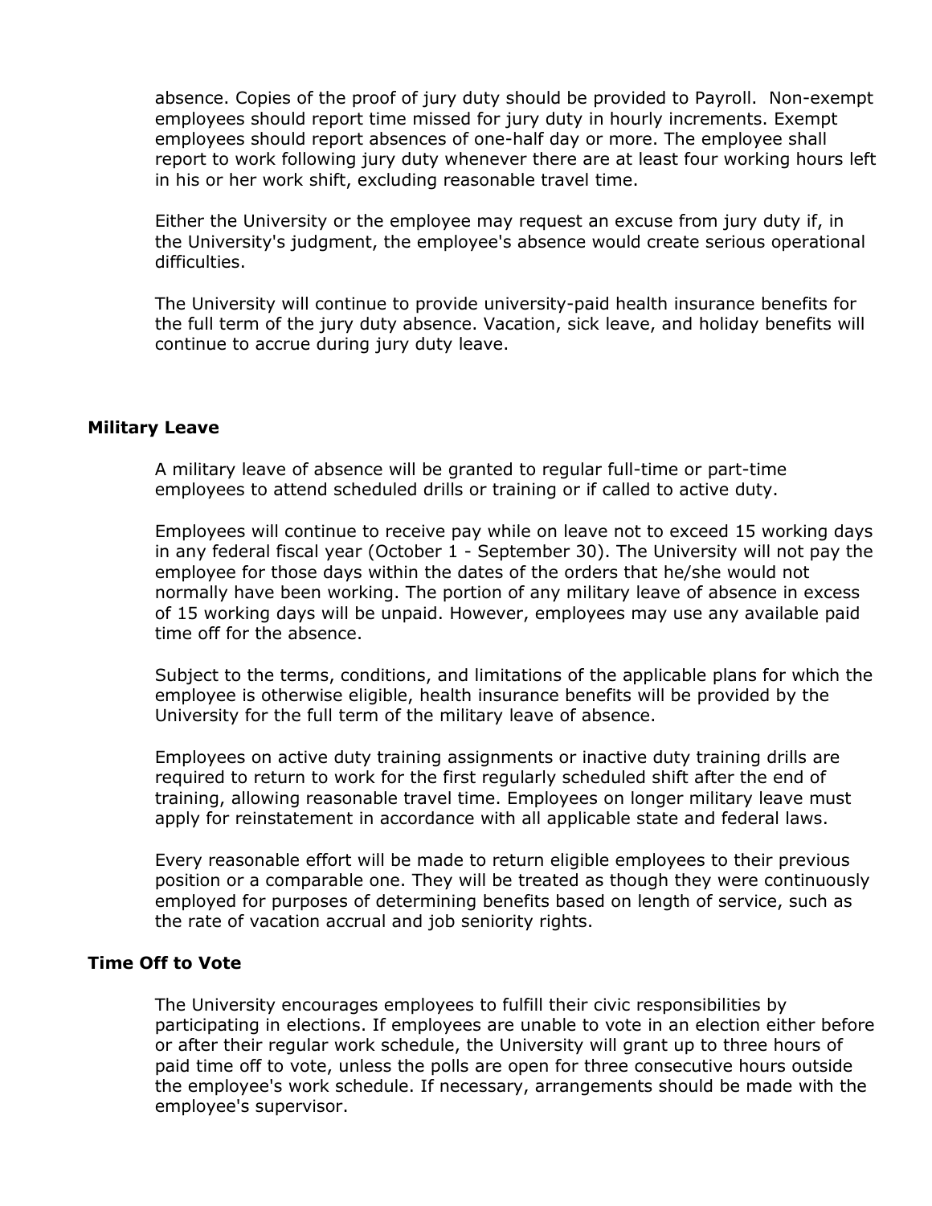absence. Copies of the proof of jury duty should be provided to Payroll. Non-exempt employees should report time missed for jury duty in hourly increments. Exempt employees should report absences of one-half day or more. The employee shall report to work following jury duty whenever there are at least four working hours left in his or her work shift, excluding reasonable travel time.

Either the University or the employee may request an excuse from jury duty if, in the University's judgment, the employee's absence would create serious operational difficulties.

The University will continue to provide university-paid health insurance benefits for the full term of the jury duty absence. Vacation, sick leave, and holiday benefits will continue to accrue during jury duty leave.

### Military Leave

A military leave of absence will be granted to regular full-time or part-time employees to attend scheduled drills or training or if called to active duty.

Employees will continue to receive pay while on leave not to exceed 15 working days in any federal fiscal year (October 1 - September 30). The University will not pay the employee for those days within the dates of the orders that he/she would not normally have been working. The portion of any military leave of absence in excess of 15 working days will be unpaid. However, employees may use any available paid time off for the absence.

Subject to the terms, conditions, and limitations of the applicable plans for which the employee is otherwise eligible, health insurance benefits will be provided by the University for the full term of the military leave of absence.

Employees on active duty training assignments or inactive duty training drills are required to return to work for the first regularly scheduled shift after the end of training, allowing reasonable travel time. Employees on longer military leave must apply for reinstatement in accordance with all applicable state and federal laws.

Every reasonable effort will be made to return eligible employees to their previous position or a comparable one. They will be treated as though they were continuously employed for purposes of determining benefits based on length of service, such as the rate of vacation accrual and job seniority rights.

### Time Off to Vote

The University encourages employees to fulfill their civic responsibilities by participating in elections. If employees are unable to vote in an election either before or after their regular work schedule, the University will grant up to three hours of paid time off to vote, unless the polls are open for three consecutive hours outside the employee's work schedule. If necessary, arrangements should be made with the employee's supervisor.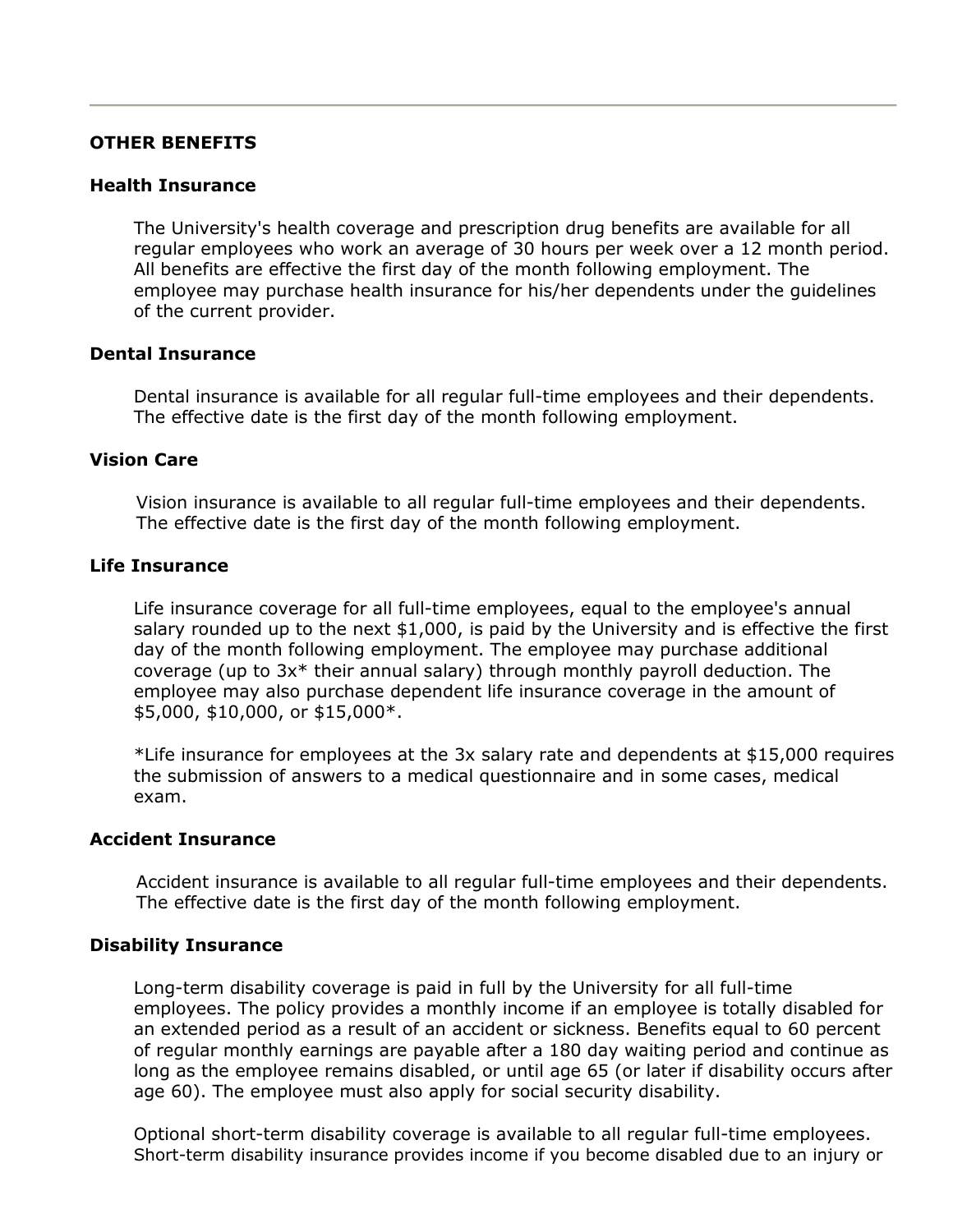## OTHER BENEFITS

### Health Insurance

The University's health coverage and prescription drug benefits are available for all regular employees who work an average of 30 hours per week over a 12 month period. All benefits are effective the first day of the month following employment. The employee may purchase health insurance for his/her dependents under the guidelines of the current provider.

### Dental Insurance

Dental insurance is available for all regular full-time employees and their dependents. The effective date is the first day of the month following employment.

### Vision Care

Vision insurance is available to all regular full-time employees and their dependents. The effective date is the first day of the month following employment.

### Life Insurance

Life insurance coverage for all full-time employees, equal to the employee's annual salary rounded up to the next $1,000, is paid by the University and is effective the first day of the month following employment. The employee may purchase additional coverage (up to 3x* their annual salary) through monthly payroll deduction. The employee may also purchase dependent life insurance coverage in the amount of $5,000, $10,000, or $15,000*.

*Life insurance for employees at the 3x salary rate and dependents at $15,000 requires the submission of answers to a medical questionnaire and in some cases, medical exam.

### Accident Insurance

Accident insurance is available to all regular full-time employees and their dependents. The effective date is the first day of the month following employment.

### Disability Insurance

Long-term disability coverage is paid in full by the University for all full-time employees. The policy provides a monthly income if an employee is totally disabled for an extended period as a result of an accident or sickness. Benefits equal to 60 percent of regular monthly earnings are payable after a 180 day waiting period and continue as long as the employee remains disabled, or until age 65 (or later if disability occurs after age 60). The employee must also apply for social security disability.

Optional short-term disability coverage is available to all regular full-time employees. Short-term disability insurance provides income if you become disabled due to an injury or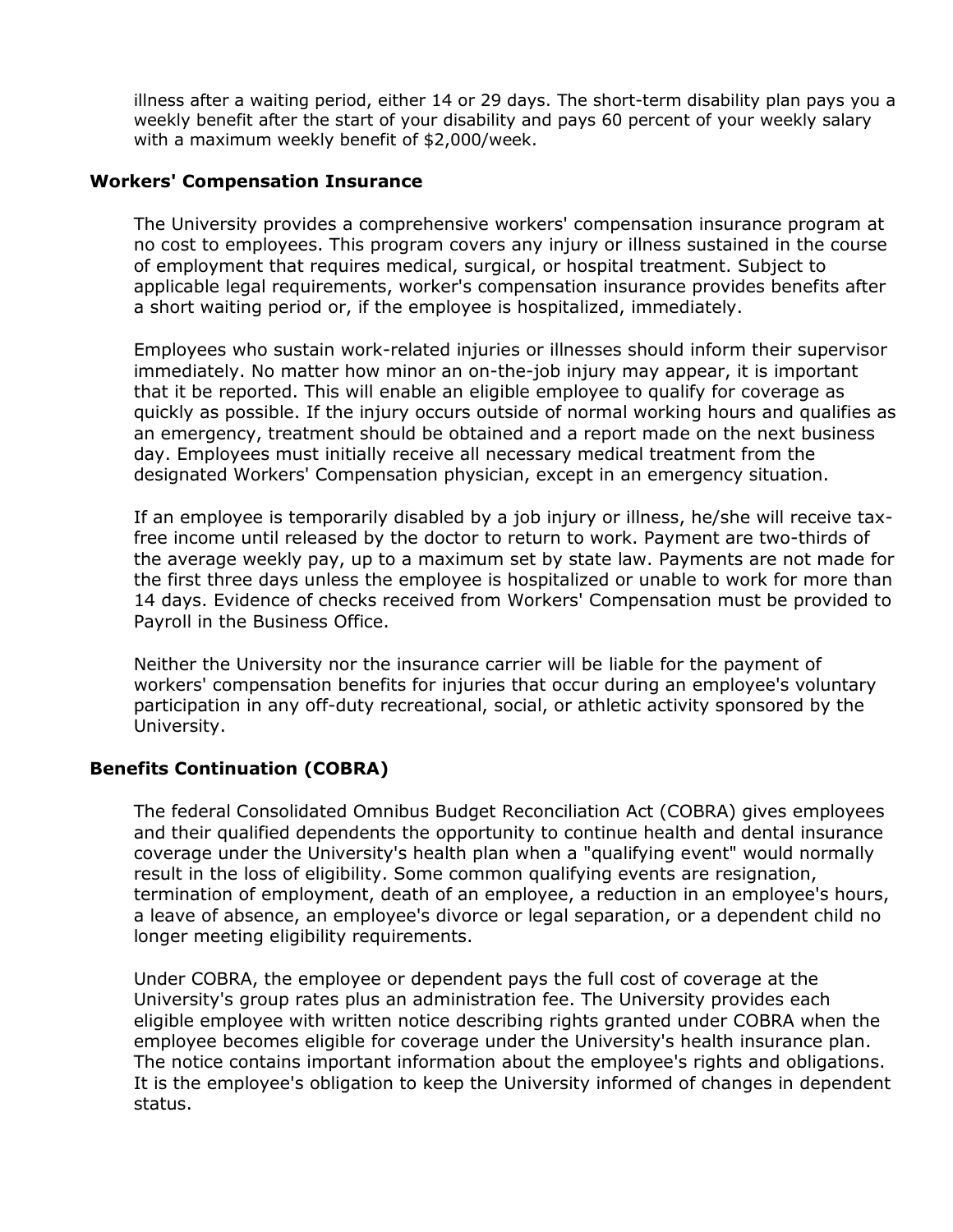illness after a waiting period, either 14 or 29 days. The short-term disability plan pays you a weekly benefit after the start of your disability and pays 60 percent of your weekly salary with a maximum weekly benefit of $2,000/week.

### Workers' Compensation Insurance

The University provides a comprehensive workers' compensation insurance program at no cost to employees. This program covers any injury or illness sustained in the course of employment that requires medical, surgical, or hospital treatment. Subject to applicable legal requirements, worker's compensation insurance provides benefits after a short waiting period or, if the employee is hospitalized, immediately.

Employees who sustain work-related injuries or illnesses should inform their supervisor immediately. No matter how minor an on-the-job injury may appear, it is important that it be reported. This will enable an eligible employee to qualify for coverage as quickly as possible. If the injury occurs outside of normal working hours and qualifies as an emergency, treatment should be obtained and a report made on the next business day. Employees must initially receive all necessary medical treatment from the designated Workers' Compensation physician, except in an emergency situation.

If an employee is temporarily disabled by a job injury or illness, he/she will receive tax-free income until released by the doctor to return to work. Payment are two-thirds of the average weekly pay, up to a maximum set by state law. Payments are not made for the first three days unless the employee is hospitalized or unable to work for more than 14 days. Evidence of checks received from Workers' Compensation must be provided to Payroll in the Business Office.

Neither the University nor the insurance carrier will be liable for the payment of workers' compensation benefits for injuries that occur during an employee's voluntary participation in any off-duty recreational, social, or athletic activity sponsored by the University.

### Benefits Continuation (COBRA)

The federal Consolidated Omnibus Budget Reconciliation Act (COBRA) gives employees and their qualified dependents the opportunity to continue health and dental insurance coverage under the University's health plan when a "qualifying event" would normally result in the loss of eligibility. Some common qualifying events are resignation, termination of employment, death of an employee, a reduction in an employee's hours, a leave of absence, an employee's divorce or legal separation, or a dependent child no longer meeting eligibility requirements.

Under COBRA, the employee or dependent pays the full cost of coverage at the University's group rates plus an administration fee. The University provides each eligible employee with written notice describing rights granted under COBRA when the employee becomes eligible for coverage under the University's health insurance plan. The notice contains important information about the employee's rights and obligations. It is the employee's obligation to keep the University informed of changes in dependent status.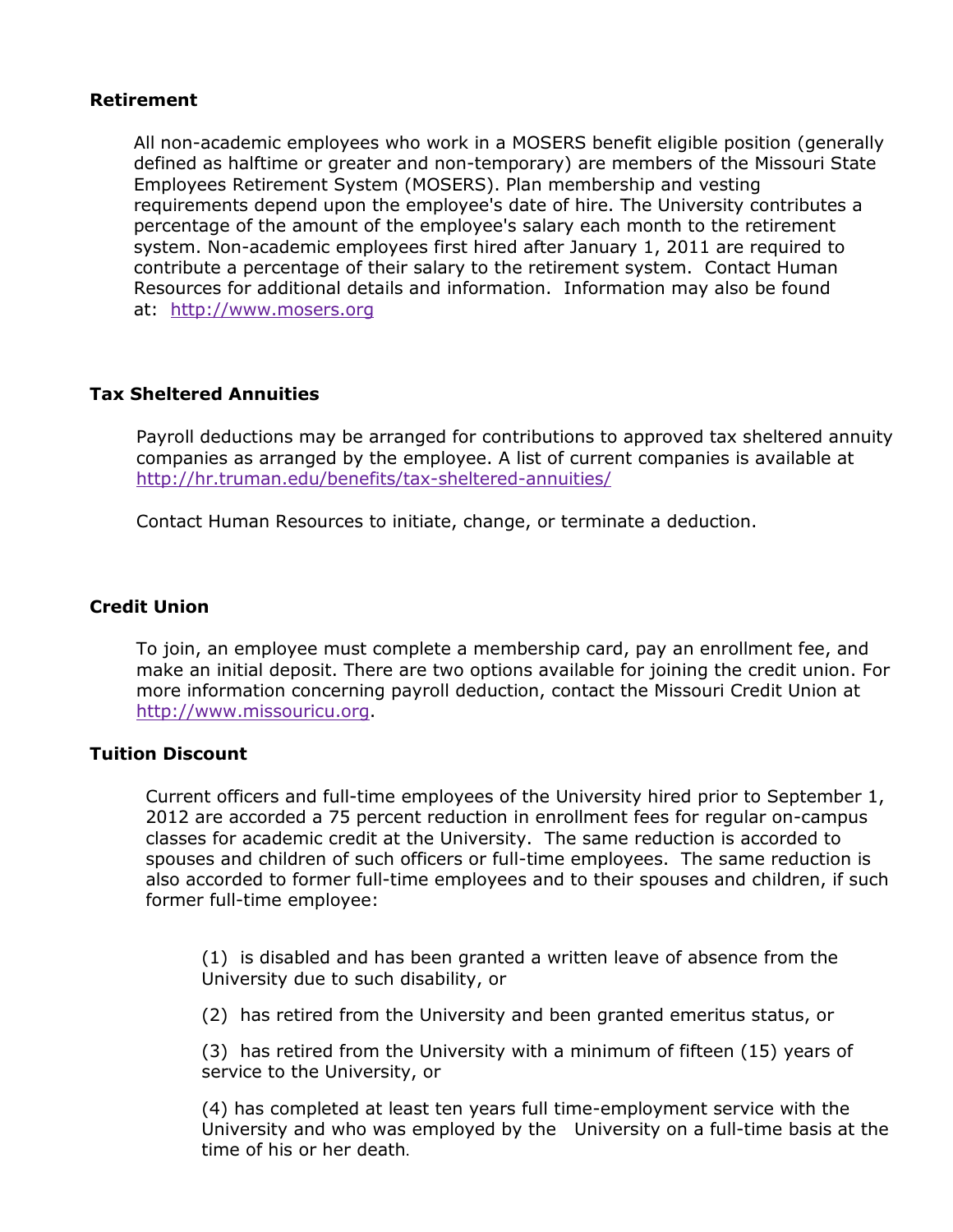**Retirement**

All non-academic employees who work in a MOSERS benefit eligible position (generally defined as halftime or greater and non-temporary) are members of the Missouri State Employees Retirement System (MOSERS). Plan membership and vesting requirements depend upon the employee's date of hire. The University contributes a percentage of the amount of the employee's salary each month to the retirement system. Non-academic employees first hired after January 1, 2011 are required to contribute a percentage of their salary to the retirement system. Contact Human Resources for additional details and information. Information may also be found at: [http://www.mosers.org](http://www.mosers.org)

**Tax Sheltered Annuities**

Payroll deductions may be arranged for contributions to approved tax sheltered annuity companies as arranged by the employee. A list of current companies is available at [http://hr.truman.edu/benefits/tax-sheltered-annuities/](http://hr.truman.edu/benefits/tax-sheltered-annuities/)

Contact Human Resources to initiate, change, or terminate a deduction.

**Credit Union**

To join, an employee must complete a membership card, pay an enrollment fee, and make an initial deposit. There are two options available for joining the credit union. For more information concerning payroll deduction, contact the Missouri Credit Union at [http://www.missouricu.org](http://www.missouricu.org).

**Tuition Discount**

Current officers and full-time employees of the University hired prior to September 1, 2012 are accorded a 75 percent reduction in enrollment fees for regular on-campus classes for academic credit at the University. The same reduction is accorded to spouses and children of such officers or full-time employees. The same reduction is also accorded to former full-time employees and to their spouses and children, if such former full-time employee:

(1) is disabled and has been granted a written leave of absence from the University due to such disability, or

(2) has retired from the University and been granted emeritus status, or

(3) has retired from the University with a minimum of fifteen (15) years of service to the University, or

(4) has completed at least ten years full time-employment service with the University and who was employed by the University on a full-time basis at the time of his or her death.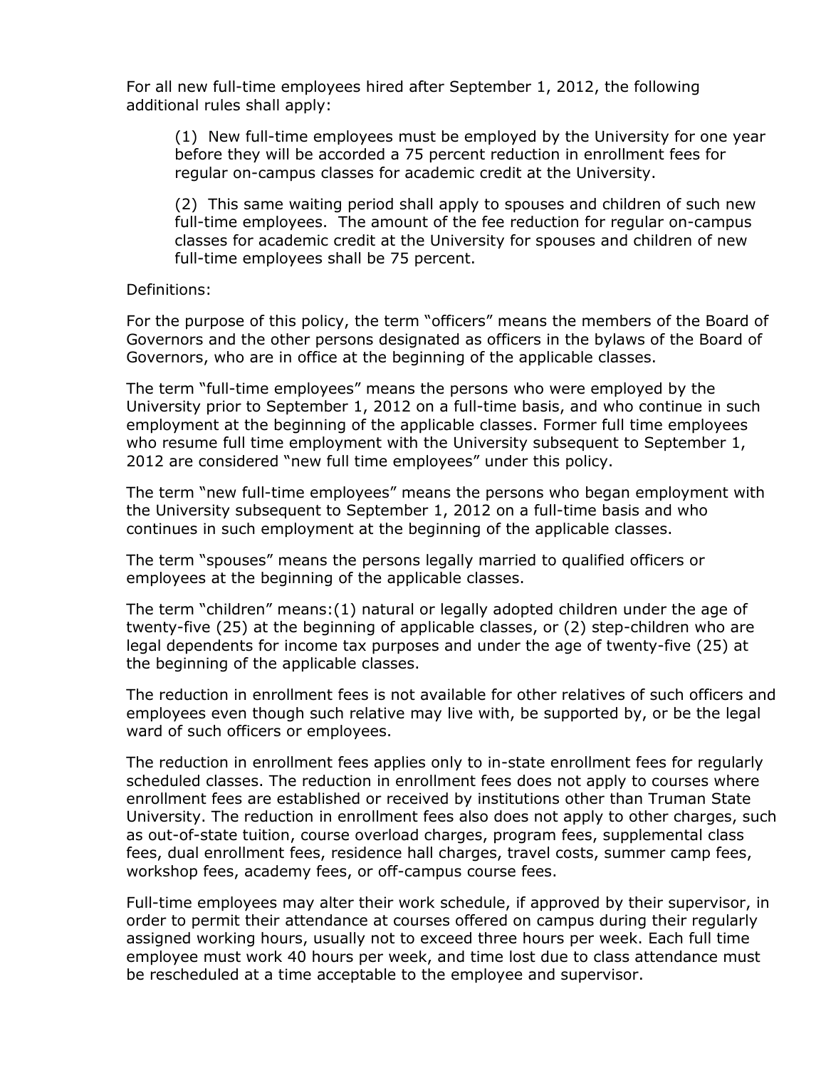For all new full-time employees hired after September 1, 2012, the following additional rules shall apply:

> (1) New full-time employees must be employed by the University for one year before they will be accorded a 75 percent reduction in enrollment fees for regular on-campus classes for academic credit at the University.
>
> (2) This same waiting period shall apply to spouses and children of such new full-time employees. The amount of the fee reduction for regular on-campus classes for academic credit at the University for spouses and children of new full-time employees shall be 75 percent.

Definitions:

For the purpose of this policy, the term "officers" means the members of the Board of Governors and the other persons designated as officers in the bylaws of the Board of Governors, who are in office at the beginning of the applicable classes.

The term "full-time employees" means the persons who were employed by the University prior to September 1, 2012 on a full-time basis, and who continue in such employment at the beginning of the applicable classes. Former full time employees who resume full time employment with the University subsequent to September 1, 2012 are considered "new full time employees" under this policy.

The term "new full-time employees" means the persons who began employment with the University subsequent to September 1, 2012 on a full-time basis and who continues in such employment at the beginning of the applicable classes.

The term "spouses" means the persons legally married to qualified officers or employees at the beginning of the applicable classes.

The term "children" means:(1) natural or legally adopted children under the age of twenty-five (25) at the beginning of applicable classes, or (2) step-children who are legal dependents for income tax purposes and under the age of twenty-five (25) at the beginning of the applicable classes.

The reduction in enrollment fees is not available for other relatives of such officers and employees even though such relative may live with, be supported by, or be the legal ward of such officers or employees.

The reduction in enrollment fees applies only to in-state enrollment fees for regularly scheduled classes. The reduction in enrollment fees does not apply to courses where enrollment fees are established or received by institutions other than Truman State University. The reduction in enrollment fees also does not apply to other charges, such as out-of-state tuition, course overload charges, program fees, supplemental class fees, dual enrollment fees, residence hall charges, travel costs, summer camp fees, workshop fees, academy fees, or off-campus course fees.

Full-time employees may alter their work schedule, if approved by their supervisor, in order to permit their attendance at courses offered on campus during their regularly assigned working hours, usually not to exceed three hours per week. Each full time employee must work 40 hours per week, and time lost due to class attendance must be rescheduled at a time acceptable to the employee and supervisor.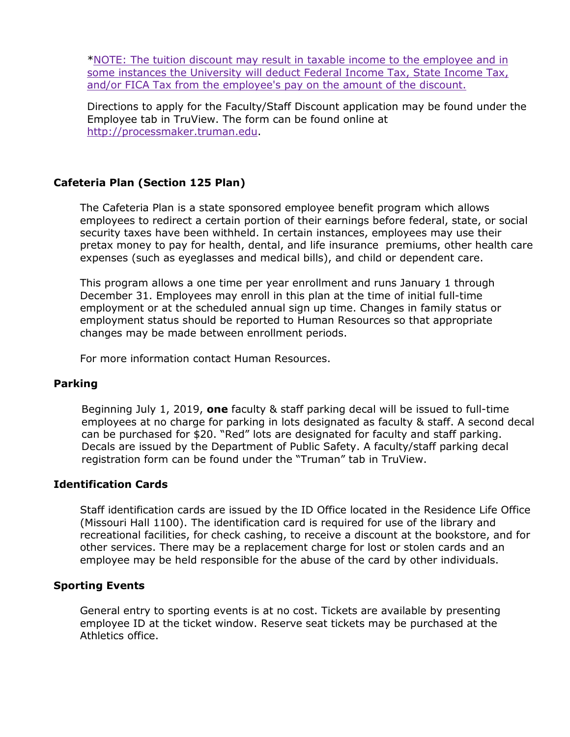*NOTE: The tuition discount may result in taxable income to the employee and in some instances the University will deduct Federal Income Tax, State Income Tax, and/or FICA Tax from the employee's pay on the amount of the discount.

Directions to apply for the Faculty/Staff Discount application may be found under the Employee tab in TruView. The form can be found online at http://processmaker.truman.edu.

### Cafeteria Plan (Section 125 Plan)

The Cafeteria Plan is a state sponsored employee benefit program which allows employees to redirect a certain portion of their earnings before federal, state, or social security taxes have been withheld. In certain instances, employees may use their pretax money to pay for health, dental, and life insurance premiums, other health care expenses (such as eyeglasses and medical bills), and child or dependent care.

This program allows a one time per year enrollment and runs January 1 through December 31. Employees may enroll in this plan at the time of initial full-time employment or at the scheduled annual sign up time. Changes in family status or employment status should be reported to Human Resources so that appropriate changes may be made between enrollment periods.

For more information contact Human Resources.

### Parking

Beginning July 1, 2019, **one** faculty & staff parking decal will be issued to full-time employees at no charge for parking in lots designated as faculty & staff. A second decal can be purchased for $20. "Red" lots are designated for faculty and staff parking. Decals are issued by the Department of Public Safety. A faculty/staff parking decal registration form can be found under the "Truman" tab in TruView.

### Identification Cards

Staff identification cards are issued by the ID Office located in the Residence Life Office (Missouri Hall 1100). The identification card is required for use of the library and recreational facilities, for check cashing, to receive a discount at the bookstore, and for other services. There may be a replacement charge for lost or stolen cards and an employee may be held responsible for the abuse of the card by other individuals.

### Sporting Events

General entry to sporting events is at no cost. Tickets are available by presenting employee ID at the ticket window. Reserve seat tickets may be purchased at the Athletics office.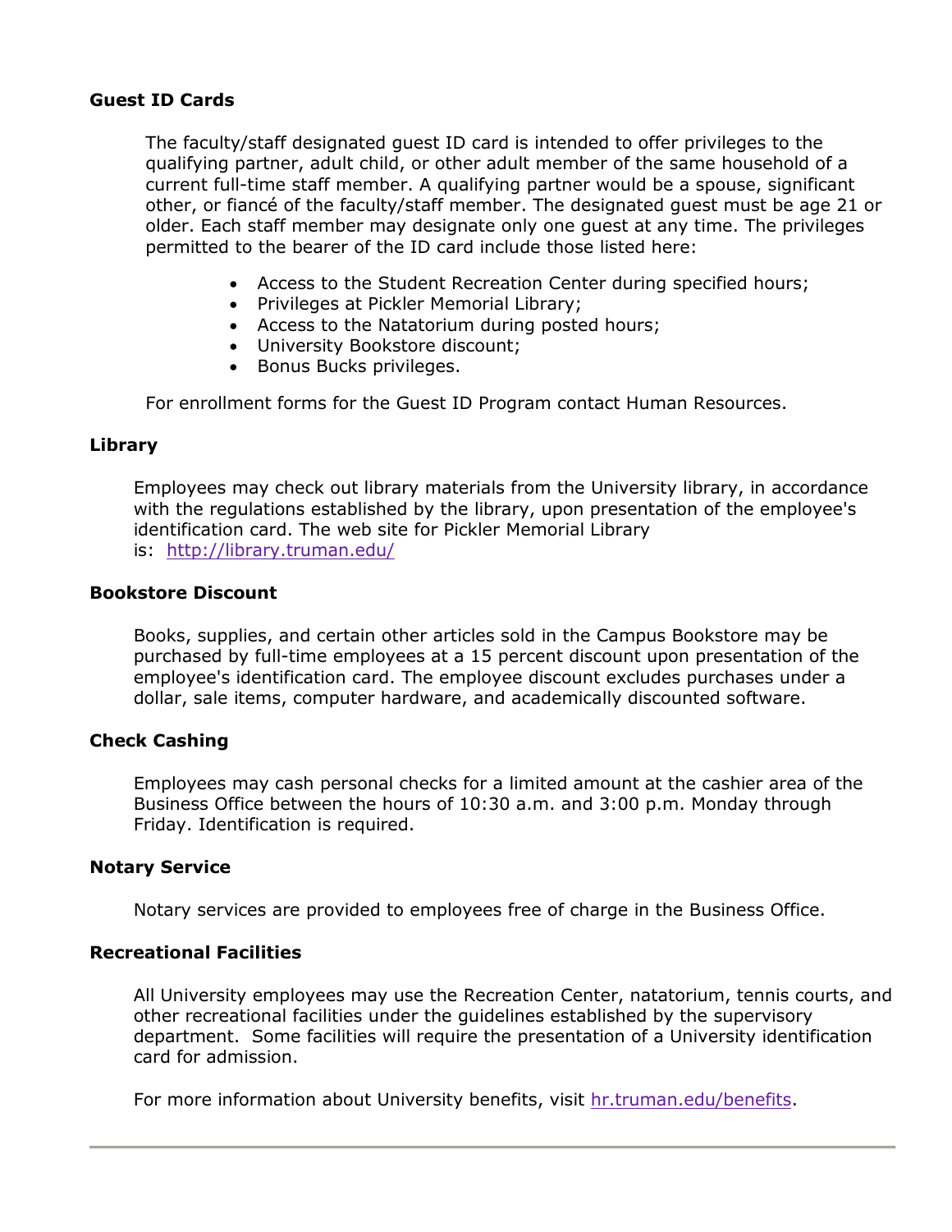### Guest ID Cards

The faculty/staff designated guest ID card is intended to offer privileges to the qualifying partner, adult child, or other adult member of the same household of a current full-time staff member. A qualifying partner would be a spouse, significant other, or fiancé of the faculty/staff member. The designated guest must be age 21 or older. Each staff member may designate only one guest at any time. The privileges permitted to the bearer of the ID card include those listed here:

- Access to the Student Recreation Center during specified hours;
- Privileges at Pickler Memorial Library;
- Access to the Natatorium during posted hours;
- University Bookstore discount;
- Bonus Bucks privileges.

For enrollment forms for the Guest ID Program contact Human Resources.

### Library

Employees may check out library materials from the University library, in accordance with the regulations established by the library, upon presentation of the employee's identification card. The web site for Pickler Memorial Library is: [http://library.truman.edu/](http://library.truman.edu/)

### Bookstore Discount

Books, supplies, and certain other articles sold in the Campus Bookstore may be purchased by full-time employees at a 15 percent discount upon presentation of the employee's identification card. The employee discount excludes purchases under a dollar, sale items, computer hardware, and academically discounted software.

### Check Cashing

Employees may cash personal checks for a limited amount at the cashier area of the Business Office between the hours of 10:30 a.m. and 3:00 p.m. Monday through Friday. Identification is required.

### Notary Service

Notary services are provided to employees free of charge in the Business Office.

### Recreational Facilities

All University employees may use the Recreation Center, natatorium, tennis courts, and other recreational facilities under the guidelines established by the supervisory department. Some facilities will require the presentation of a University identification card for admission.

For more information about University benefits, visit [hr.truman.edu/benefits](hr.truman.edu/benefits).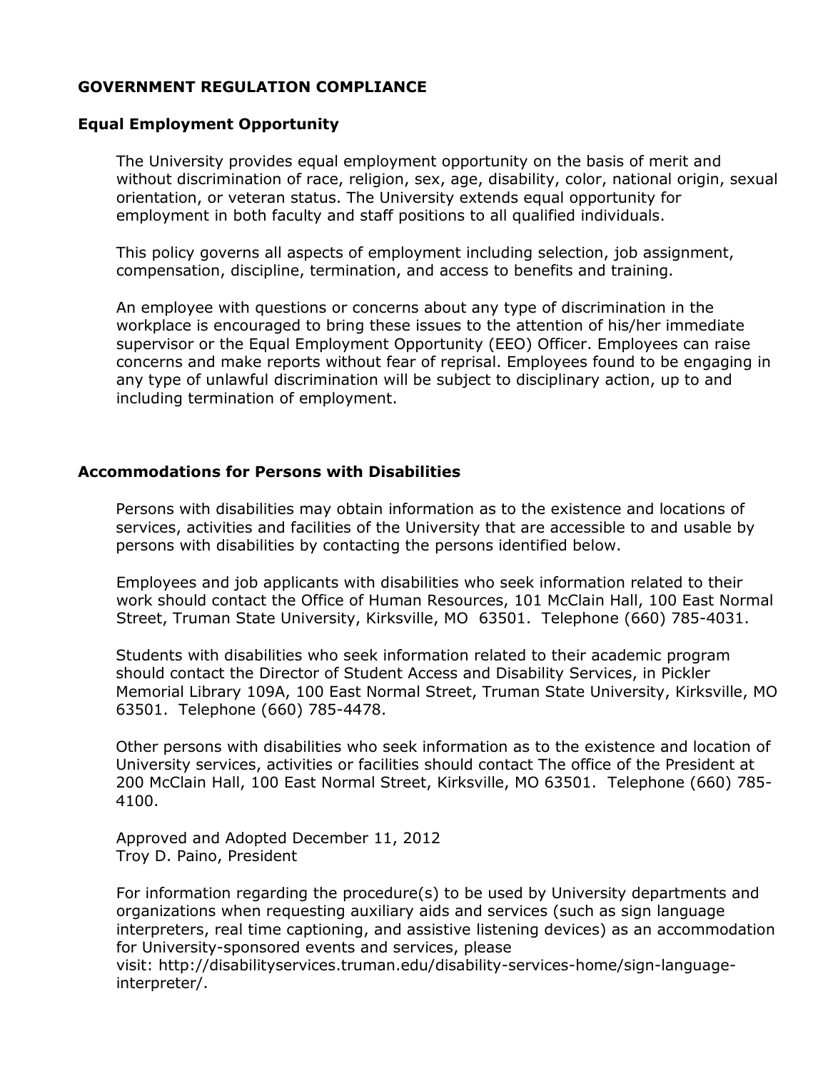## GOVERNMENT REGULATION COMPLIANCE

### Equal Employment Opportunity

The University provides equal employment opportunity on the basis of merit and without discrimination of race, religion, sex, age, disability, color, national origin, sexual orientation, or veteran status. The University extends equal opportunity for employment in both faculty and staff positions to all qualified individuals.

This policy governs all aspects of employment including selection, job assignment, compensation, discipline, termination, and access to benefits and training.

An employee with questions or concerns about any type of discrimination in the workplace is encouraged to bring these issues to the attention of his/her immediate supervisor or the Equal Employment Opportunity (EEO) Officer. Employees can raise concerns and make reports without fear of reprisal. Employees found to be engaging in any type of unlawful discrimination will be subject to disciplinary action, up to and including termination of employment.

### Accommodations for Persons with Disabilities

Persons with disabilities may obtain information as to the existence and locations of services, activities and facilities of the University that are accessible to and usable by persons with disabilities by contacting the persons identified below.

Employees and job applicants with disabilities who seek information related to their work should contact the Office of Human Resources, 101 McClain Hall, 100 East Normal Street, Truman State University, Kirksville, MO 63501. Telephone (660) 785-4031.

Students with disabilities who seek information related to their academic program should contact the Director of Student Access and Disability Services, in Pickler Memorial Library 109A, 100 East Normal Street, Truman State University, Kirksville, MO 63501. Telephone (660) 785-4478.

Other persons with disabilities who seek information as to the existence and location of University services, activities or facilities should contact The office of the President at 200 McClain Hall, 100 East Normal Street, Kirksville, MO 63501. Telephone (660) 785-4100.

Approved and Adopted December 11, 2012
Troy D. Paino, President

For information regarding the procedure(s) to be used by University departments and organizations when requesting auxiliary aids and services (such as sign language interpreters, real time captioning, and assistive listening devices) as an accommodation for University-sponsored events and services, please visit: http://disabilityservices.truman.edu/disability-services-home/sign-language-interpreter/.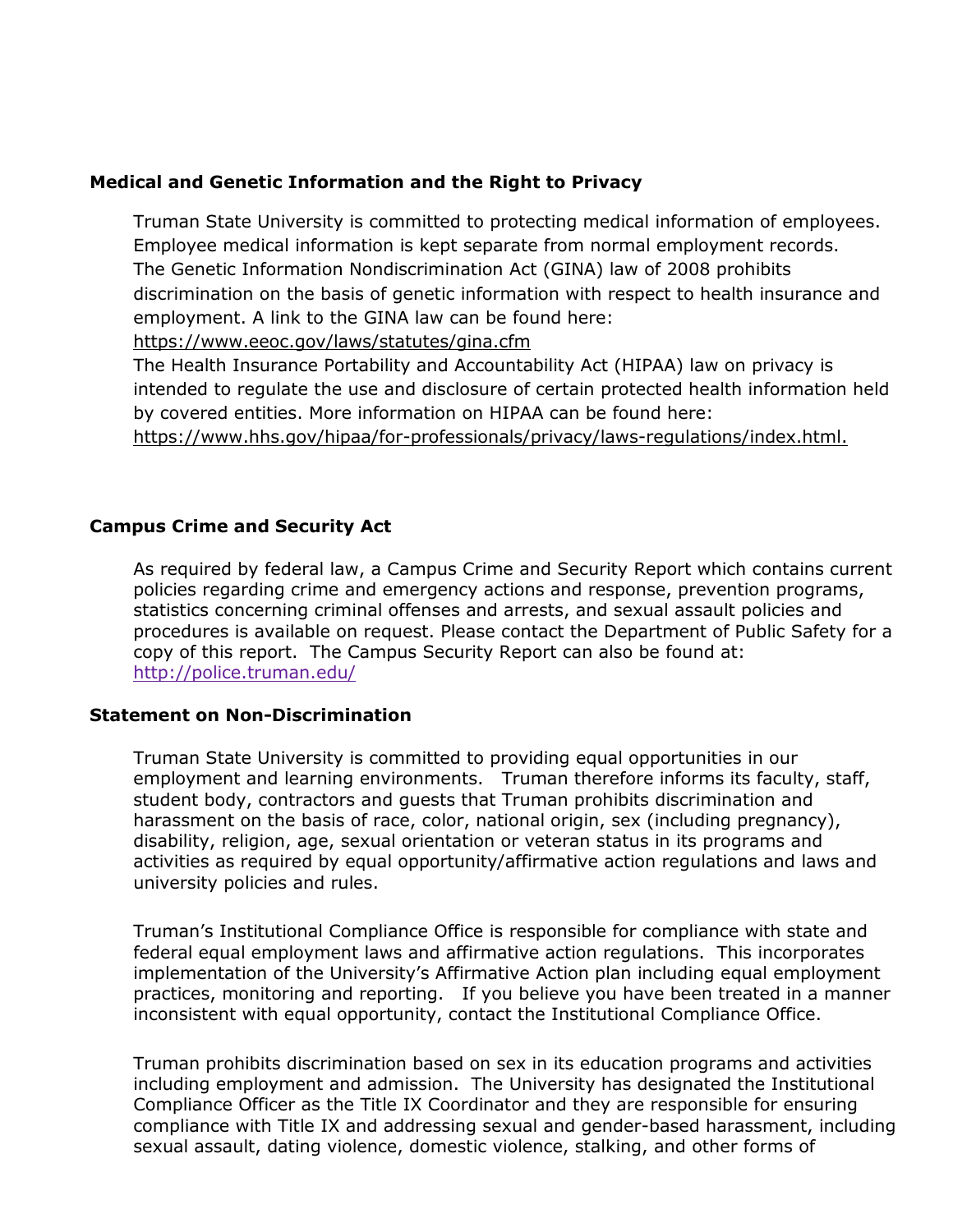### Medical and Genetic Information and the Right to Privacy

Truman State University is committed to protecting medical information of employees. Employee medical information is kept separate from normal employment records. The Genetic Information Nondiscrimination Act (GINA) law of 2008 prohibits discrimination on the basis of genetic information with respect to health insurance and employment. A link to the GINA law can be found here: https://www.eeoc.gov/laws/statutes/gina.cfm

The Health Insurance Portability and Accountability Act (HIPAA) law on privacy is intended to regulate the use and disclosure of certain protected health information held by covered entities. More information on HIPAA can be found here: https://www.hhs.gov/hipaa/for-professionals/privacy/laws-regulations/index.html.

### Campus Crime and Security Act

As required by federal law, a Campus Crime and Security Report which contains current policies regarding crime and emergency actions and response, prevention programs, statistics concerning criminal offenses and arrests, and sexual assault policies and procedures is available on request. Please contact the Department of Public Safety for a copy of this report. The Campus Security Report can also be found at: http://police.truman.edu/

### Statement on Non-Discrimination

Truman State University is committed to providing equal opportunities in our employment and learning environments. Truman therefore informs its faculty, staff, student body, contractors and guests that Truman prohibits discrimination and harassment on the basis of race, color, national origin, sex (including pregnancy), disability, religion, age, sexual orientation or veteran status in its programs and activities as required by equal opportunity/affirmative action regulations and laws and university policies and rules.

Truman's Institutional Compliance Office is responsible for compliance with state and federal equal employment laws and affirmative action regulations. This incorporates implementation of the University's Affirmative Action plan including equal employment practices, monitoring and reporting. If you believe you have been treated in a manner inconsistent with equal opportunity, contact the Institutional Compliance Office.

Truman prohibits discrimination based on sex in its education programs and activities including employment and admission. The University has designated the Institutional Compliance Officer as the Title IX Coordinator and they are responsible for ensuring compliance with Title IX and addressing sexual and gender-based harassment, including sexual assault, dating violence, domestic violence, stalking, and other forms of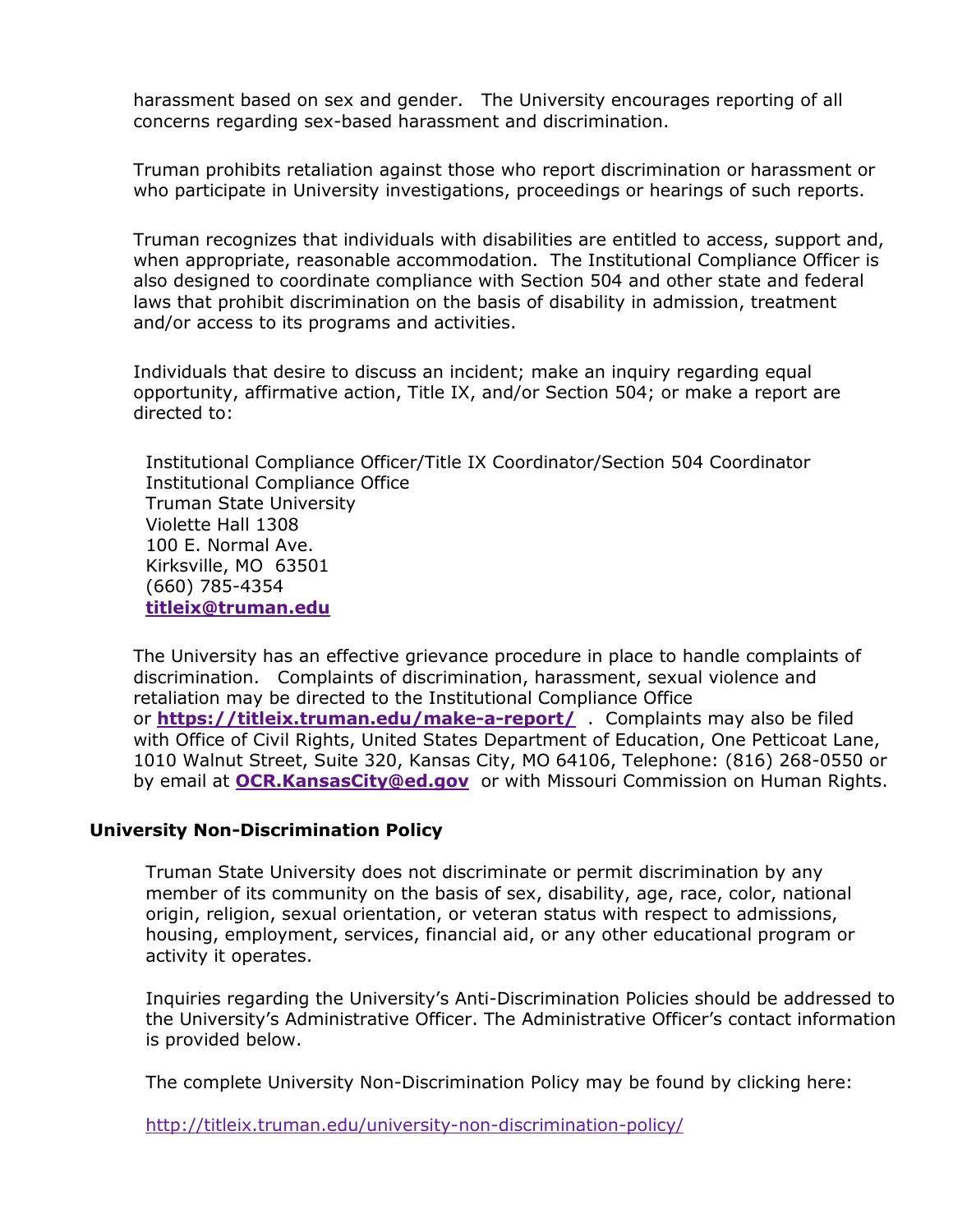harassment based on sex and gender. The University encourages reporting of all concerns regarding sex-based harassment and discrimination.

Truman prohibits retaliation against those who report discrimination or harassment or who participate in University investigations, proceedings or hearings of such reports.

Truman recognizes that individuals with disabilities are entitled to access, support and, when appropriate, reasonable accommodation. The Institutional Compliance Officer is also designed to coordinate compliance with Section 504 and other state and federal laws that prohibit discrimination on the basis of disability in admission, treatment and/or access to its programs and activities.

Individuals that desire to discuss an incident; make an inquiry regarding equal opportunity, affirmative action, Title IX, and/or Section 504; or make a report are directed to:

Institutional Compliance Officer/Title IX Coordinator/Section 504 Coordinator
Institutional Compliance Office
Truman State University
Violette Hall 1308
100 E. Normal Ave.
Kirksville, MO 63501
(660) 785-4354
**titleix@truman.edu**

The University has an effective grievance procedure in place to handle complaints of discrimination. Complaints of discrimination, harassment, sexual violence and retaliation may be directed to the Institutional Compliance Office or **https://titleix.truman.edu/make-a-report/** . Complaints may also be filed with Office of Civil Rights, United States Department of Education, One Petticoat Lane, 1010 Walnut Street, Suite 320, Kansas City, MO 64106, Telephone: (816) 268-0550 or by email at **OCR.KansasCity@ed.gov** or with Missouri Commission on Human Rights.

**University Non-Discrimination Policy**

Truman State University does not discriminate or permit discrimination by any member of its community on the basis of sex, disability, age, race, color, national origin, religion, sexual orientation, or veteran status with respect to admissions, housing, employment, services, financial aid, or any other educational program or activity it operates.

Inquiries regarding the University's Anti-Discrimination Policies should be addressed to the University's Administrative Officer. The Administrative Officer's contact information is provided below.

The complete University Non-Discrimination Policy may be found by clicking here:

http://titleix.truman.edu/university-non-discrimination-policy/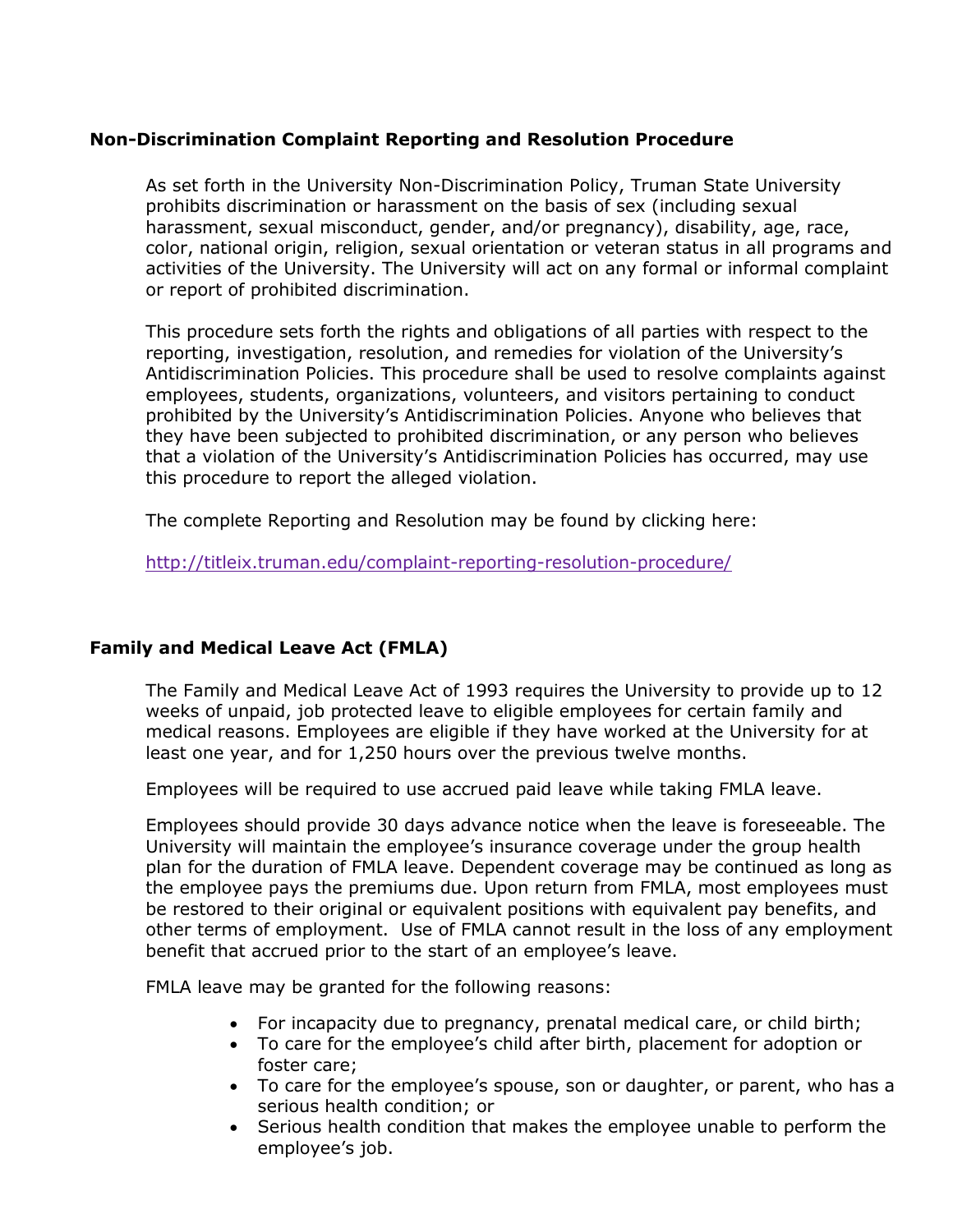**Non-Discrimination Complaint Reporting and Resolution Procedure**

As set forth in the University Non-Discrimination Policy, Truman State University prohibits discrimination or harassment on the basis of sex (including sexual harassment, sexual misconduct, gender, and/or pregnancy), disability, age, race, color, national origin, religion, sexual orientation or veteran status in all programs and activities of the University. The University will act on any formal or informal complaint or report of prohibited discrimination.

This procedure sets forth the rights and obligations of all parties with respect to the reporting, investigation, resolution, and remedies for violation of the University's Antidiscrimination Policies. This procedure shall be used to resolve complaints against employees, students, organizations, volunteers, and visitors pertaining to conduct prohibited by the University's Antidiscrimination Policies. Anyone who believes that they have been subjected to prohibited discrimination, or any person who believes that a violation of the University's Antidiscrimination Policies has occurred, may use this procedure to report the alleged violation.

The complete Reporting and Resolution may be found by clicking here:

http://titleix.truman.edu/complaint-reporting-resolution-procedure/

**Family and Medical Leave Act (FMLA)**

The Family and Medical Leave Act of 1993 requires the University to provide up to 12 weeks of unpaid, job protected leave to eligible employees for certain family and medical reasons. Employees are eligible if they have worked at the University for at least one year, and for 1,250 hours over the previous twelve months.

Employees will be required to use accrued paid leave while taking FMLA leave.

Employees should provide 30 days advance notice when the leave is foreseeable. The University will maintain the employee's insurance coverage under the group health plan for the duration of FMLA leave. Dependent coverage may be continued as long as the employee pays the premiums due. Upon return from FMLA, most employees must be restored to their original or equivalent positions with equivalent pay benefits, and other terms of employment. Use of FMLA cannot result in the loss of any employment benefit that accrued prior to the start of an employee's leave.

FMLA leave may be granted for the following reasons:

- For incapacity due to pregnancy, prenatal medical care, or child birth;
- To care for the employee's child after birth, placement for adoption or foster care;
- To care for the employee's spouse, son or daughter, or parent, who has a serious health condition; or
- Serious health condition that makes the employee unable to perform the employee's job.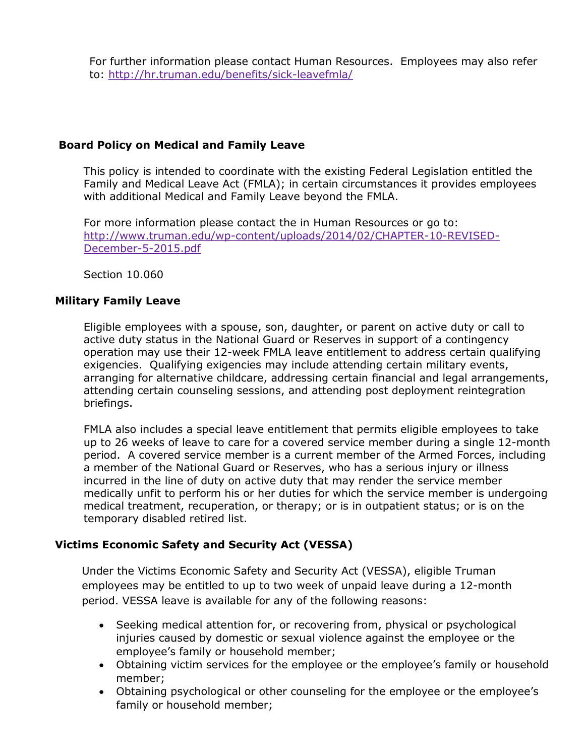For further information please contact Human Resources. Employees may also refer to: http://hr.truman.edu/benefits/sick-leavefmla/

## Board Policy on Medical and Family Leave

This policy is intended to coordinate with the existing Federal Legislation entitled the Family and Medical Leave Act (FMLA); in certain circumstances it provides employees with additional Medical and Family Leave beyond the FMLA.

For more information please contact the in Human Resources or go to: http://www.truman.edu/wp-content/uploads/2014/02/CHAPTER-10-REVISED-December-5-2015.pdf

Section 10.060

## Military Family Leave

Eligible employees with a spouse, son, daughter, or parent on active duty or call to active duty status in the National Guard or Reserves in support of a contingency operation may use their 12-week FMLA leave entitlement to address certain qualifying exigencies. Qualifying exigencies may include attending certain military events, arranging for alternative childcare, addressing certain financial and legal arrangements, attending certain counseling sessions, and attending post deployment reintegration briefings.

FMLA also includes a special leave entitlement that permits eligible employees to take up to 26 weeks of leave to care for a covered service member during a single 12-month period. A covered service member is a current member of the Armed Forces, including a member of the National Guard or Reserves, who has a serious injury or illness incurred in the line of duty on active duty that may render the service member medically unfit to perform his or her duties for which the service member is undergoing medical treatment, recuperation, or therapy; or is in outpatient status; or is on the temporary disabled retired list.

## Victims Economic Safety and Security Act (VESSA)

Under the Victims Economic Safety and Security Act (VESSA), eligible Truman employees may be entitled to up to two week of unpaid leave during a 12-month period. VESSA leave is available for any of the following reasons:

- Seeking medical attention for, or recovering from, physical or psychological injuries caused by domestic or sexual violence against the employee or the employee's family or household member;
- Obtaining victim services for the employee or the employee's family or household member;
- Obtaining psychological or other counseling for the employee or the employee's family or household member;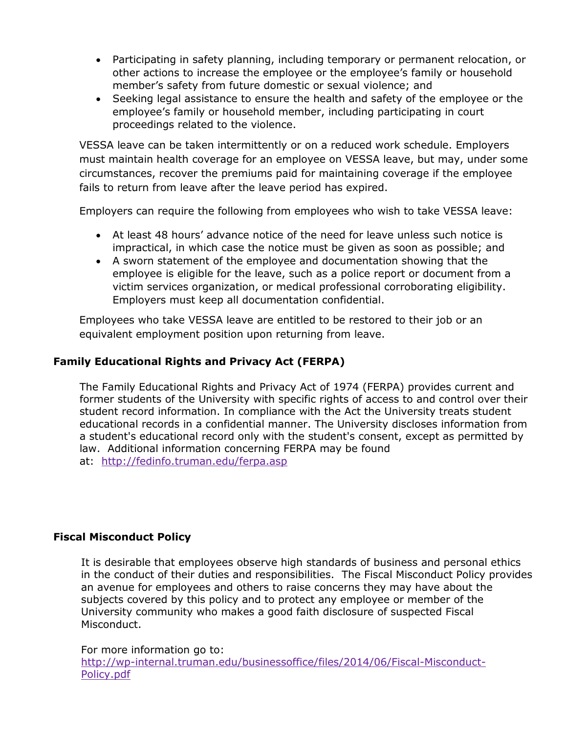- Participating in safety planning, including temporary or permanent relocation, or other actions to increase the employee or the employee's family or household member's safety from future domestic or sexual violence; and
- Seeking legal assistance to ensure the health and safety of the employee or the employee's family or household member, including participating in court proceedings related to the violence.

VESSA leave can be taken intermittently or on a reduced work schedule. Employers must maintain health coverage for an employee on VESSA leave, but may, under some circumstances, recover the premiums paid for maintaining coverage if the employee fails to return from leave after the leave period has expired.

Employers can require the following from employees who wish to take VESSA leave:

- At least 48 hours' advance notice of the need for leave unless such notice is impractical, in which case the notice must be given as soon as possible; and
- A sworn statement of the employee and documentation showing that the employee is eligible for the leave, such as a police report or document from a victim services organization, or medical professional corroborating eligibility. Employers must keep all documentation confidential.

Employees who take VESSA leave are entitled to be restored to their job or an equivalent employment position upon returning from leave.

**Family Educational Rights and Privacy Act (FERPA)**

The Family Educational Rights and Privacy Act of 1974 (FERPA) provides current and former students of the University with specific rights of access to and control over their student record information. In compliance with the Act the University treats student educational records in a confidential manner. The University discloses information from a student's educational record only with the student's consent, except as permitted by law. Additional information concerning FERPA may be found at: http://fedinfo.truman.edu/ferpa.asp

**Fiscal Misconduct Policy**

It is desirable that employees observe high standards of business and personal ethics in the conduct of their duties and responsibilities. The Fiscal Misconduct Policy provides an avenue for employees and others to raise concerns they may have about the subjects covered by this policy and to protect any employee or member of the University community who makes a good faith disclosure of suspected Fiscal Misconduct.

For more information go to:
http://wp-internal.truman.edu/businessoffice/files/2014/06/Fiscal-Misconduct-Policy.pdf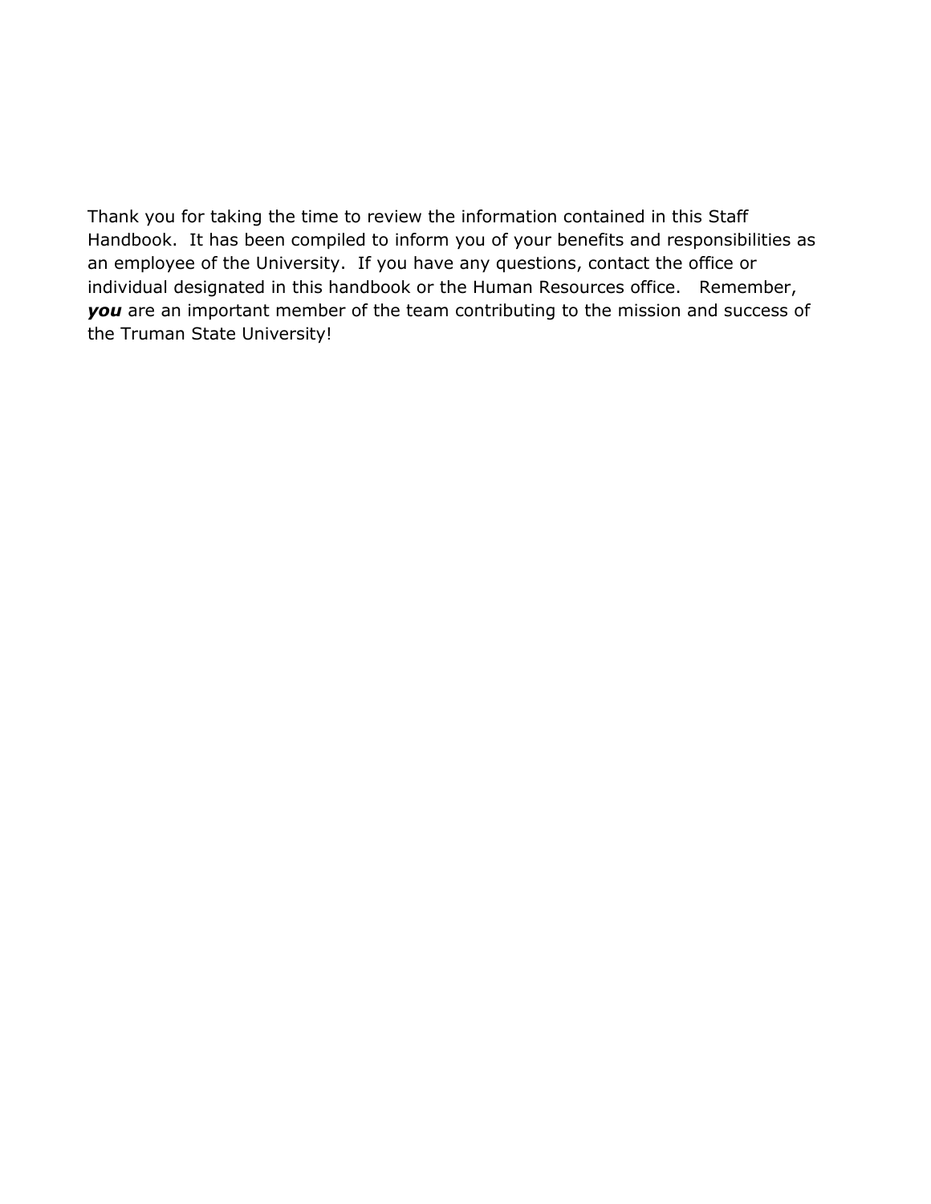Thank you for taking the time to review the information contained in this Staff Handbook. It has been compiled to inform you of your benefits and responsibilities as an employee of the University. If you have any questions, contact the office or individual designated in this handbook or the Human Resources office. Remember, ***you*** are an important member of the team contributing to the mission and success of the Truman State University!